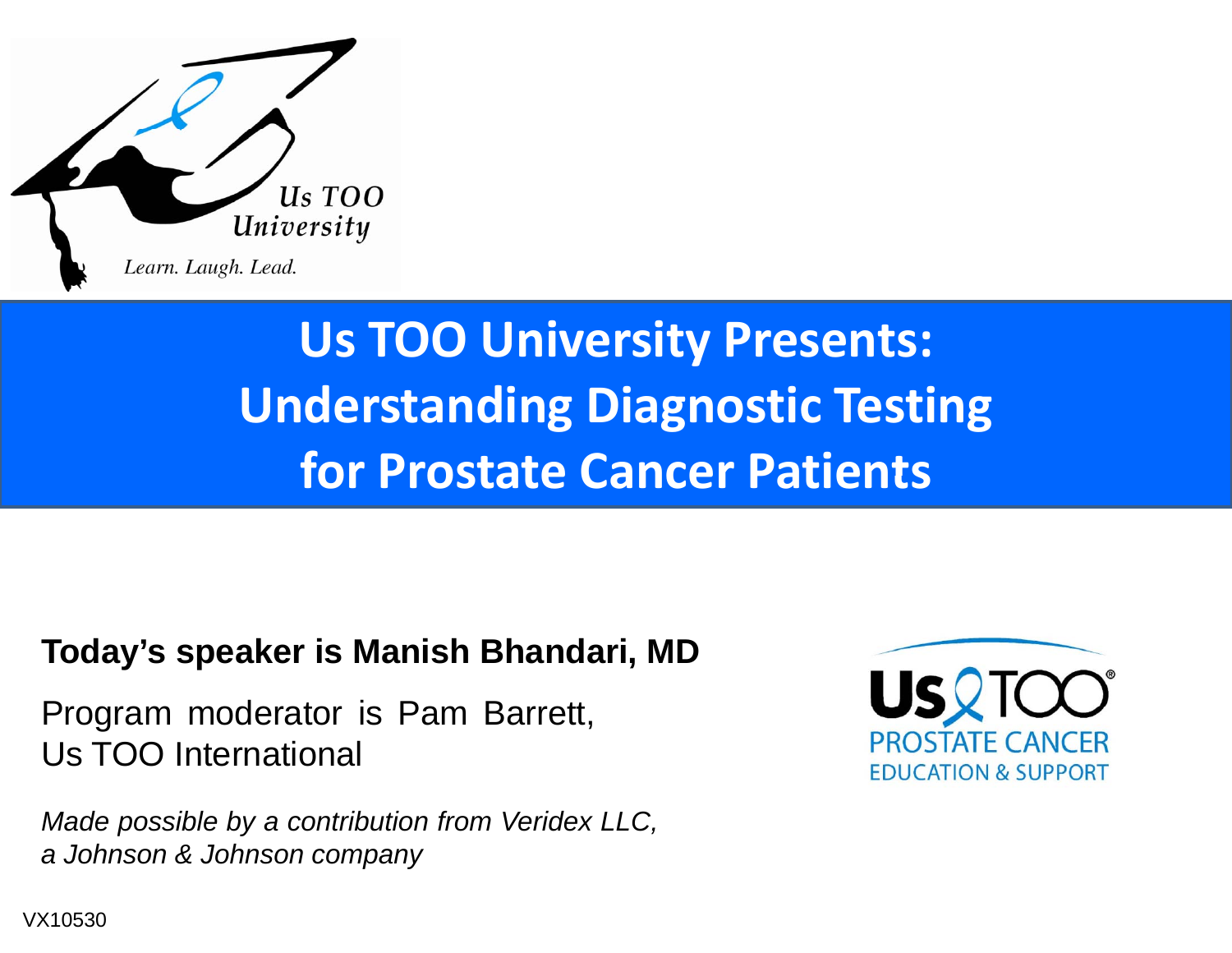Us TOO University

Learn. Laugh. Lead.

# Us TOO University Presents: Understanding Diagnostic Testing for Prostate Cancer Patients

**Today's speaker is Manish Bhandari, MD**

Program moderator is Pam Barrett, Us TOO International

*Made possible by a contribution from Veridex LLC, a Johnson & Johnson company*

Us TOO® PROSTATE CANCER EDUCATION & SUPPORT

VX10530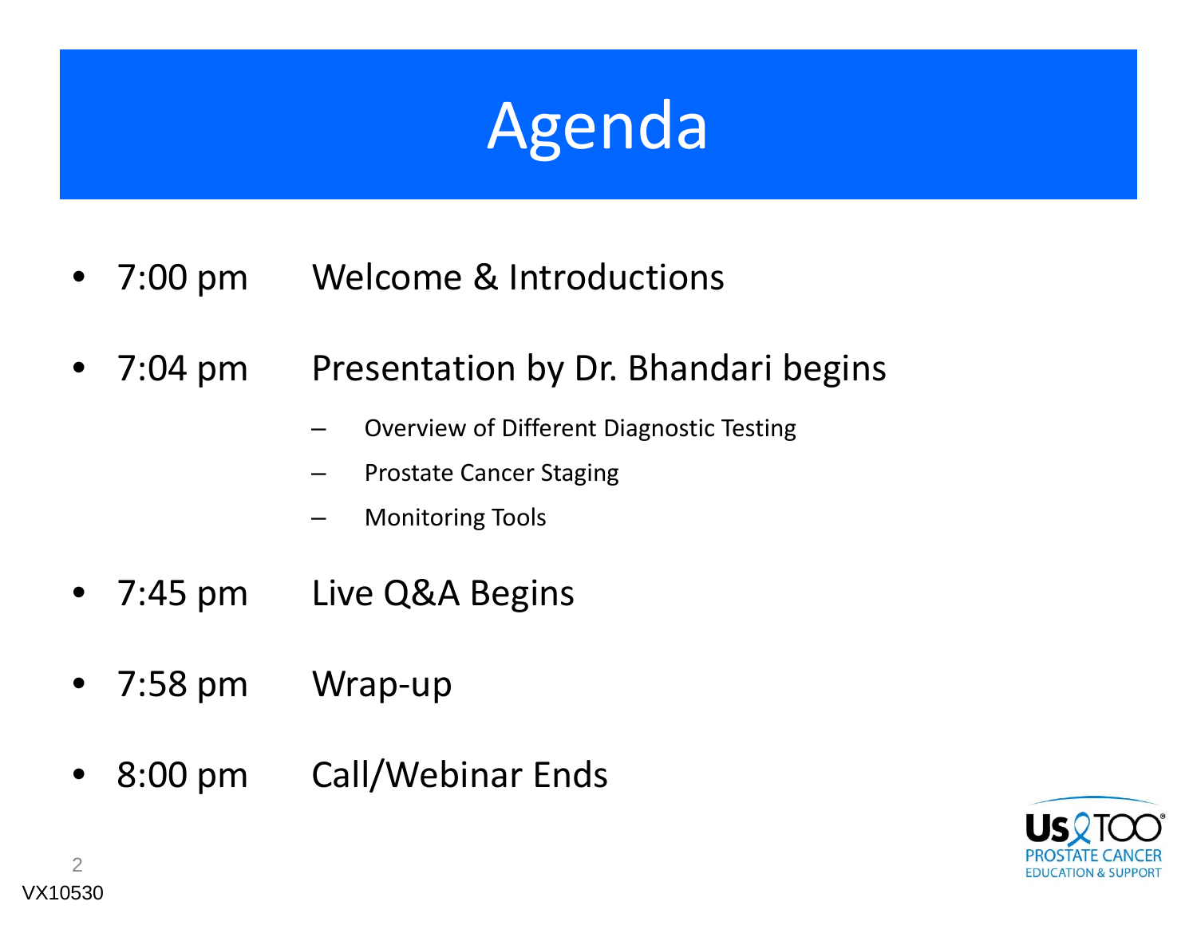# Agenda

- 7:00 pm Welcome & Introductions
- 7:04 pm Presentation by Dr. Bhandari begins
  - Overview of Different Diagnostic Testing
  - Prostate Cancer Staging
  - Monitoring Tools
- 7:45 pm Live Q&A Begins
- 7:58 pm Wrap-up
- 8:00 pm Call/Webinar Ends

VX10530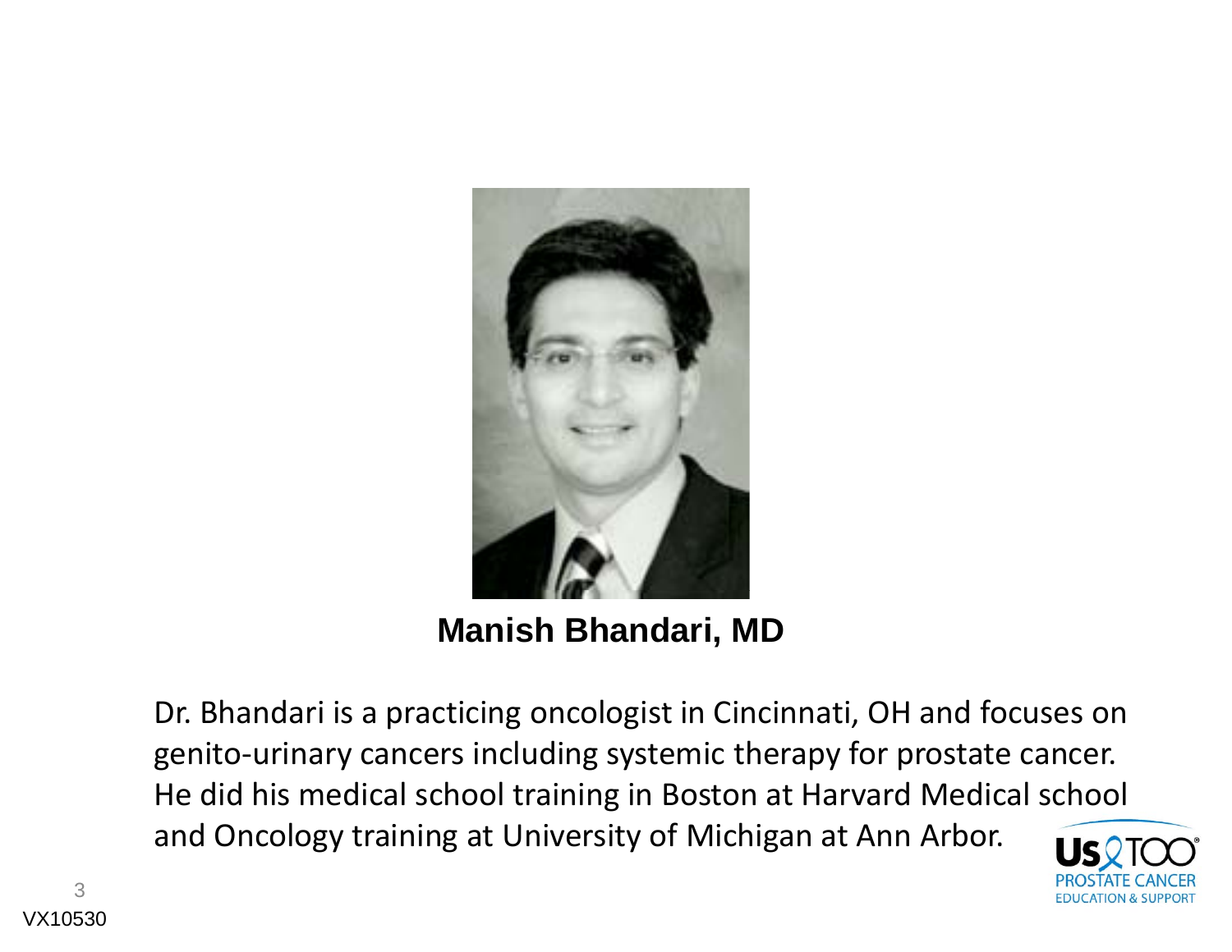**Manish Bhandari, MD**

Dr. Bhandari is a practicing oncologist in Cincinnati, OH and focuses on genito-urinary cancers including systemic therapy for prostate cancer. He did his medical school training in Boston at Harvard Medical school and Oncology training at University of Michigan at Ann Arbor.

VX10530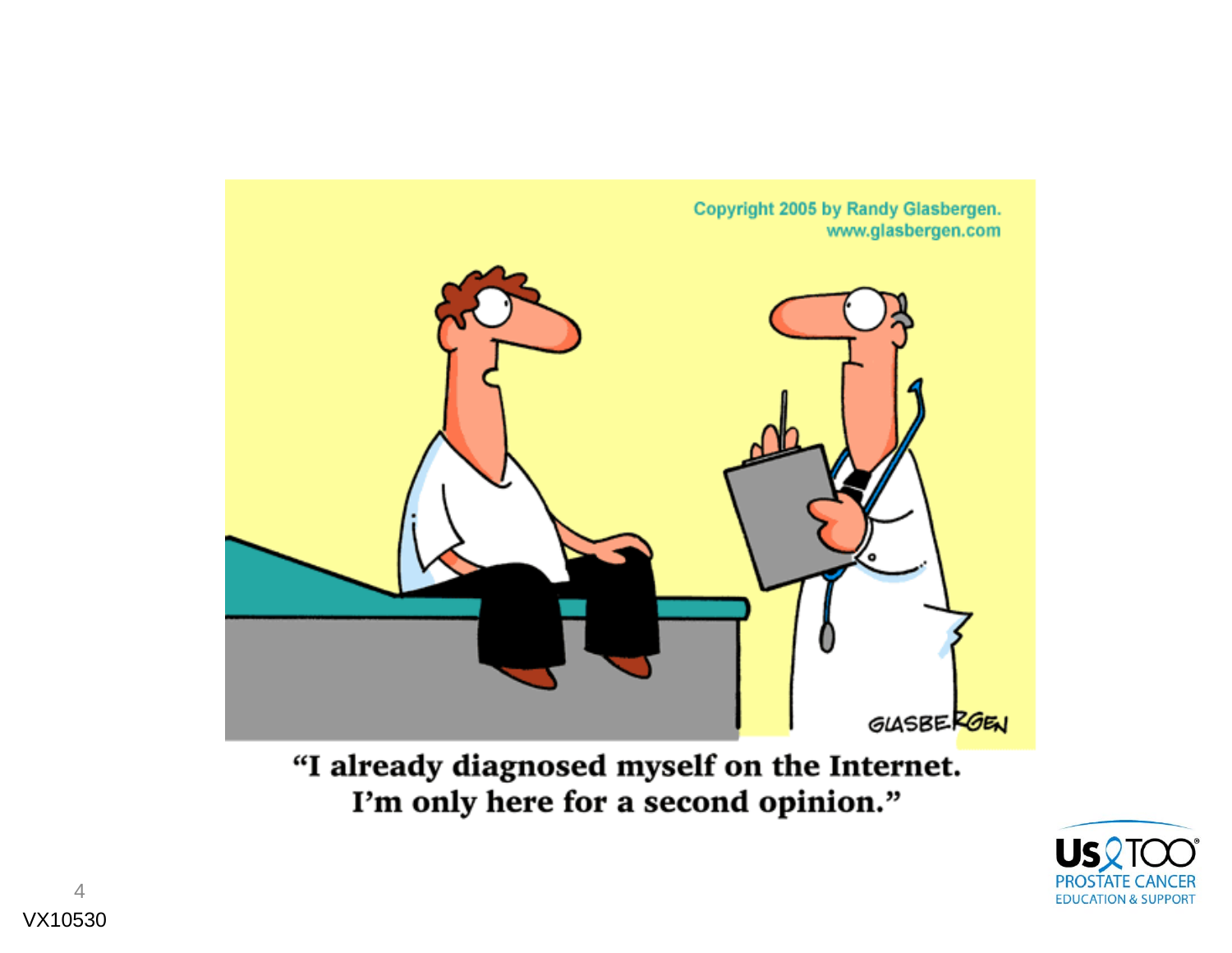Copyright 2005 by Randy Glasbergen.
www.glasbergen.com

GLASBERGEN

"I already diagnosed myself on the Internet. I'm only here for a second opinion."

Us TOO PROSTATE CANCER EDUCATION & SUPPORT

VX10530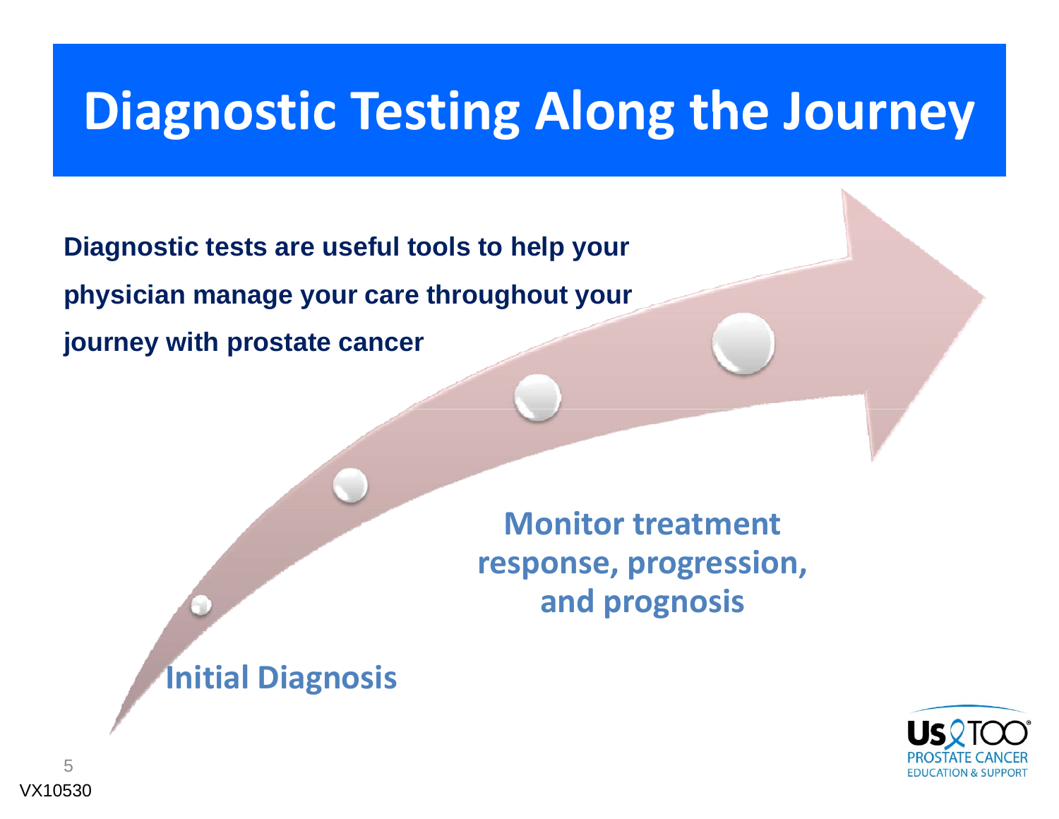# Diagnostic Testing Along the Journey

**Diagnostic tests are useful tools to help your physician manage your care throughout your journey with prostate cancer**

**Initial Diagnosis**

**Monitor treatment response, progression, and prognosis**

VX10530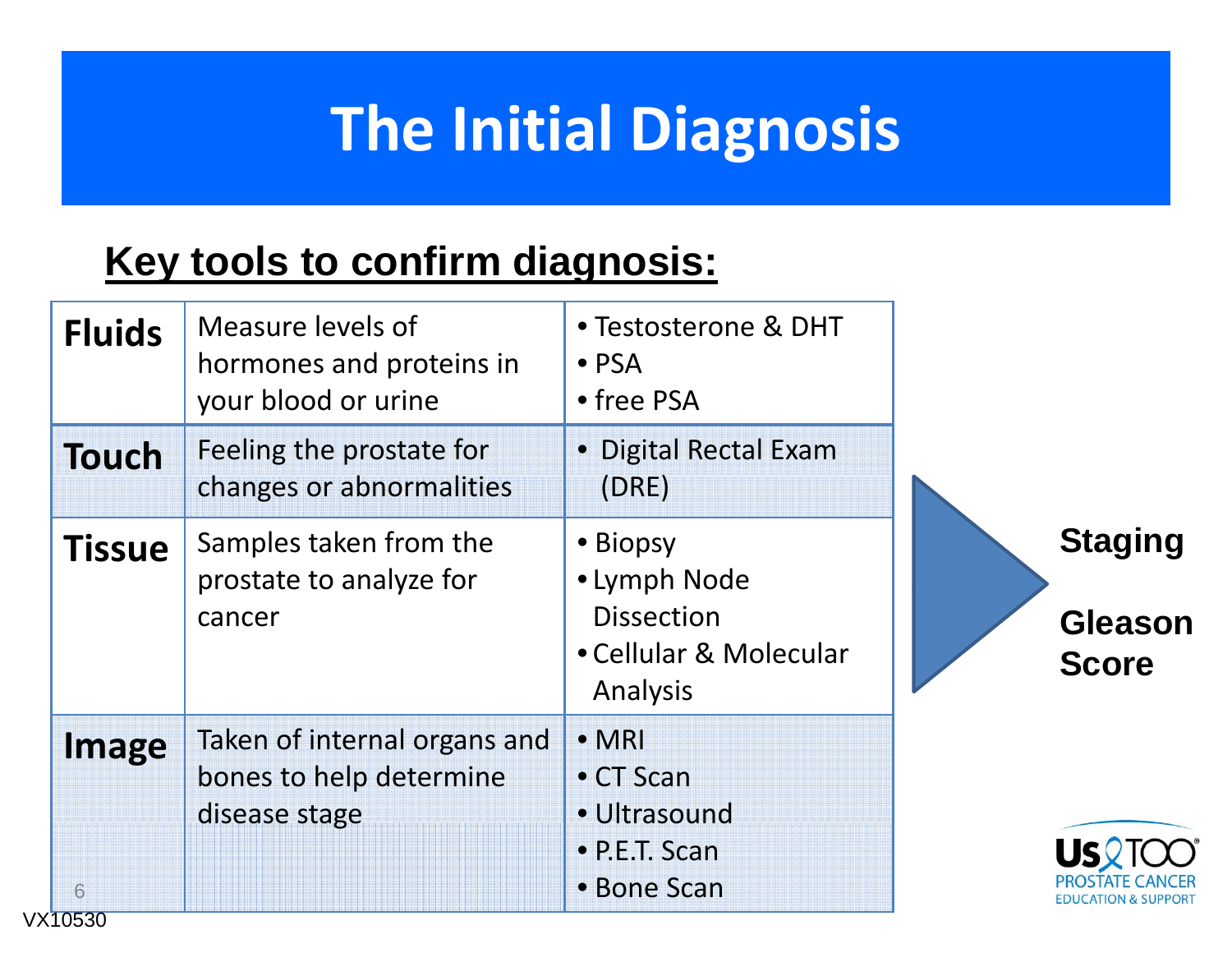# The Initial Diagnosis

## Key tools to confirm diagnosis:

| | | |
|---|---|---|
| **Fluids** | Measure levels of hormones and proteins in your blood or urine | • Testosterone & DHT<br>• PSA<br>• free PSA |
| **Touch** | Feeling the prostate for changes or abnormalities | • Digital Rectal Exam (DRE) |
| **Tissue** | Samples taken from the prostate to analyze for cancer | • Biopsy<br>• Lymph Node Dissection<br>• Cellular & Molecular Analysis |
| **Image** | Taken of internal organs and bones to help determine disease stage | • MRI<br>• CT Scan<br>• Ultrasound<br>• P.E.T. Scan<br>• Bone Scan |

**Staging**

**Gleason Score**

Us TOO PROSTATE CANCER EDUCATION & SUPPORT

VX10530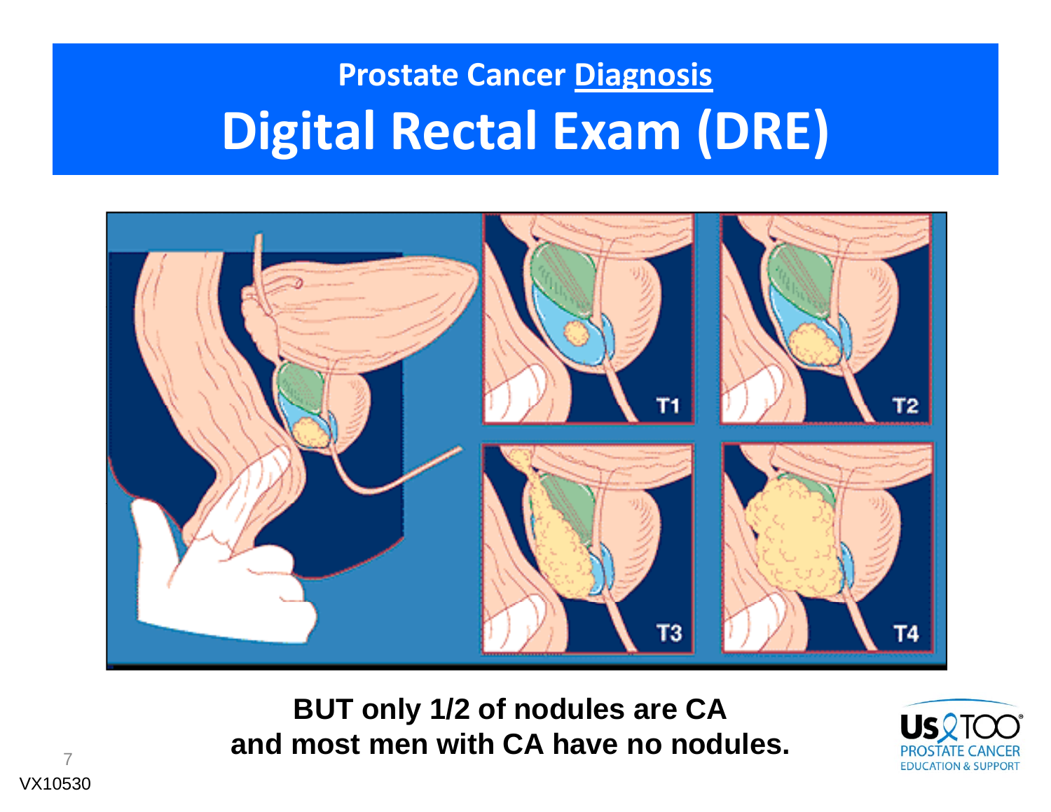## Prostate Cancer Diagnosis

# Digital Rectal Exam (DRE)

**BUT only 1/2 of nodules are CA and most men with CA have no nodules.**

VX10530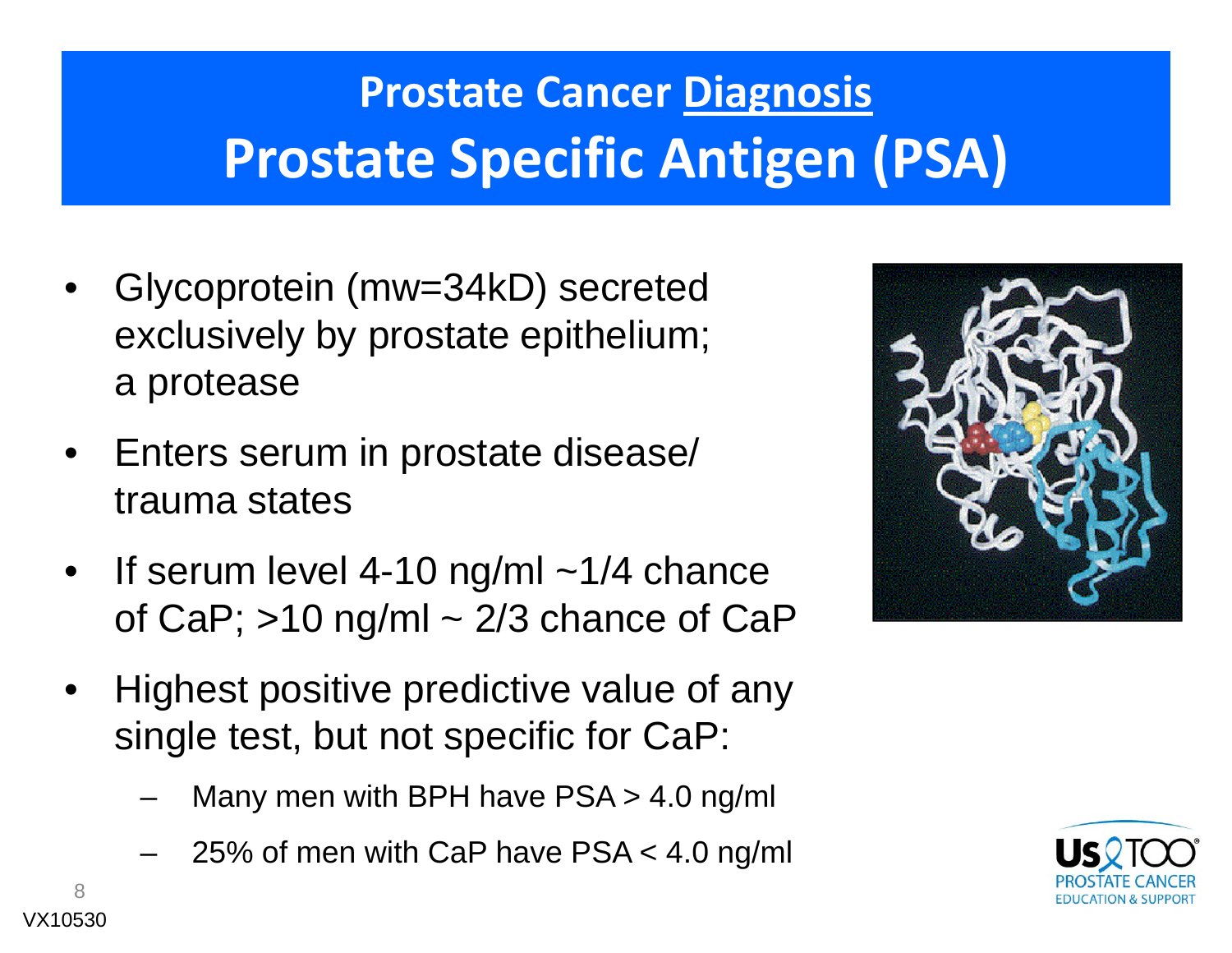# Prostate Cancer Diagnosis

## Prostate Specific Antigen (PSA)

- Glycoprotein (mw=34kD) secreted exclusively by prostate epithelium; a protease
- Enters serum in prostate disease/ trauma states
- If serum level 4-10 ng/ml ~1/4 chance of CaP; >10 ng/ml ~ 2/3 chance of CaP
- Highest positive predictive value of any single test, but not specific for CaP:
  - Many men with BPH have PSA > 4.0 ng/ml
  - 25% of men with CaP have PSA < 4.0 ng/ml

VX10530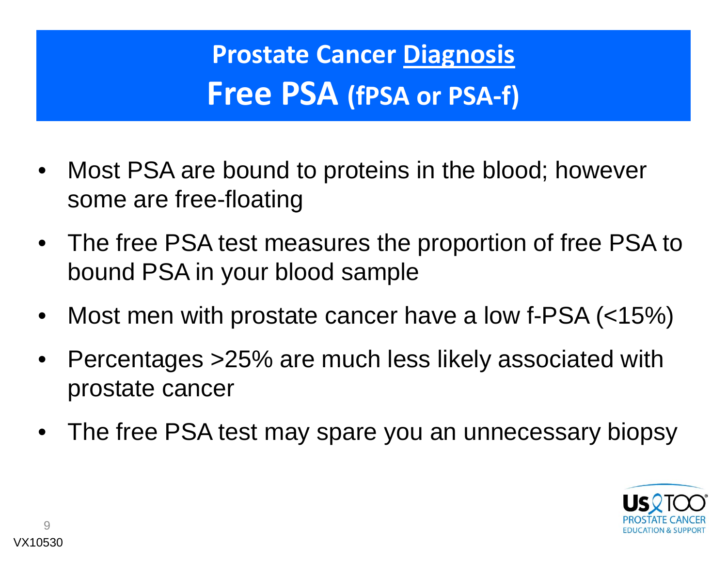# Prostate Cancer Diagnosis
## Free PSA (fPSA or PSA-f)

- Most PSA are bound to proteins in the blood; however some are free-floating
- The free PSA test measures the proportion of free PSA to bound PSA in your blood sample
- Most men with prostate cancer have a low f-PSA (<15%)
- Percentages >25% are much less likely associated with prostate cancer
- The free PSA test may spare you an unnecessary biopsy

VX10530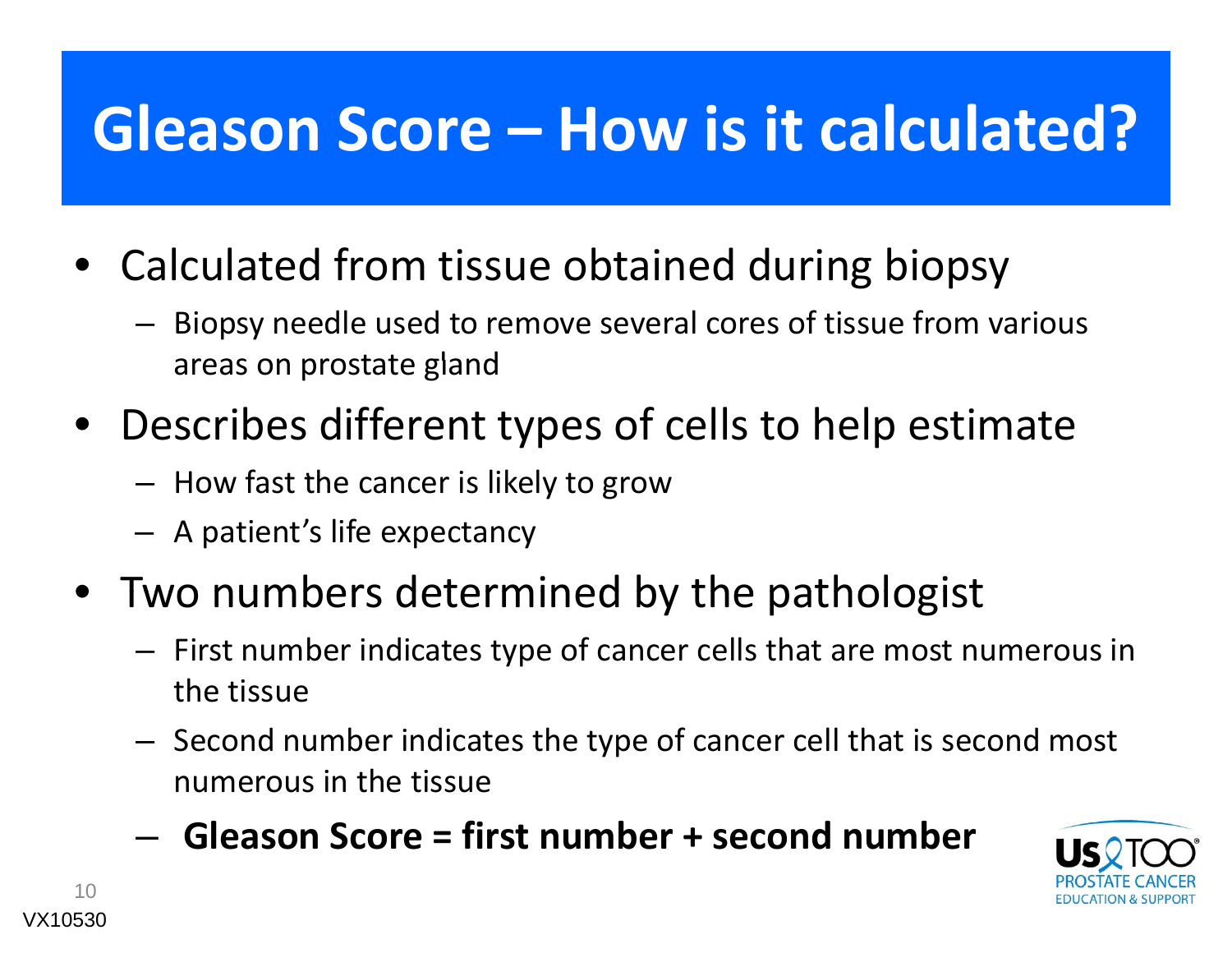# Gleason Score – How is it calculated?

- Calculated from tissue obtained during biopsy
  - Biopsy needle used to remove several cores of tissue from various areas on prostate gland
- Describes different types of cells to help estimate
  - How fast the cancer is likely to grow
  - A patient's life expectancy
- Two numbers determined by the pathologist
  - First number indicates type of cancer cells that are most numerous in the tissue
  - Second number indicates the type of cancer cell that is second most numerous in the tissue
  - **Gleason Score = first number + second number**

VX10530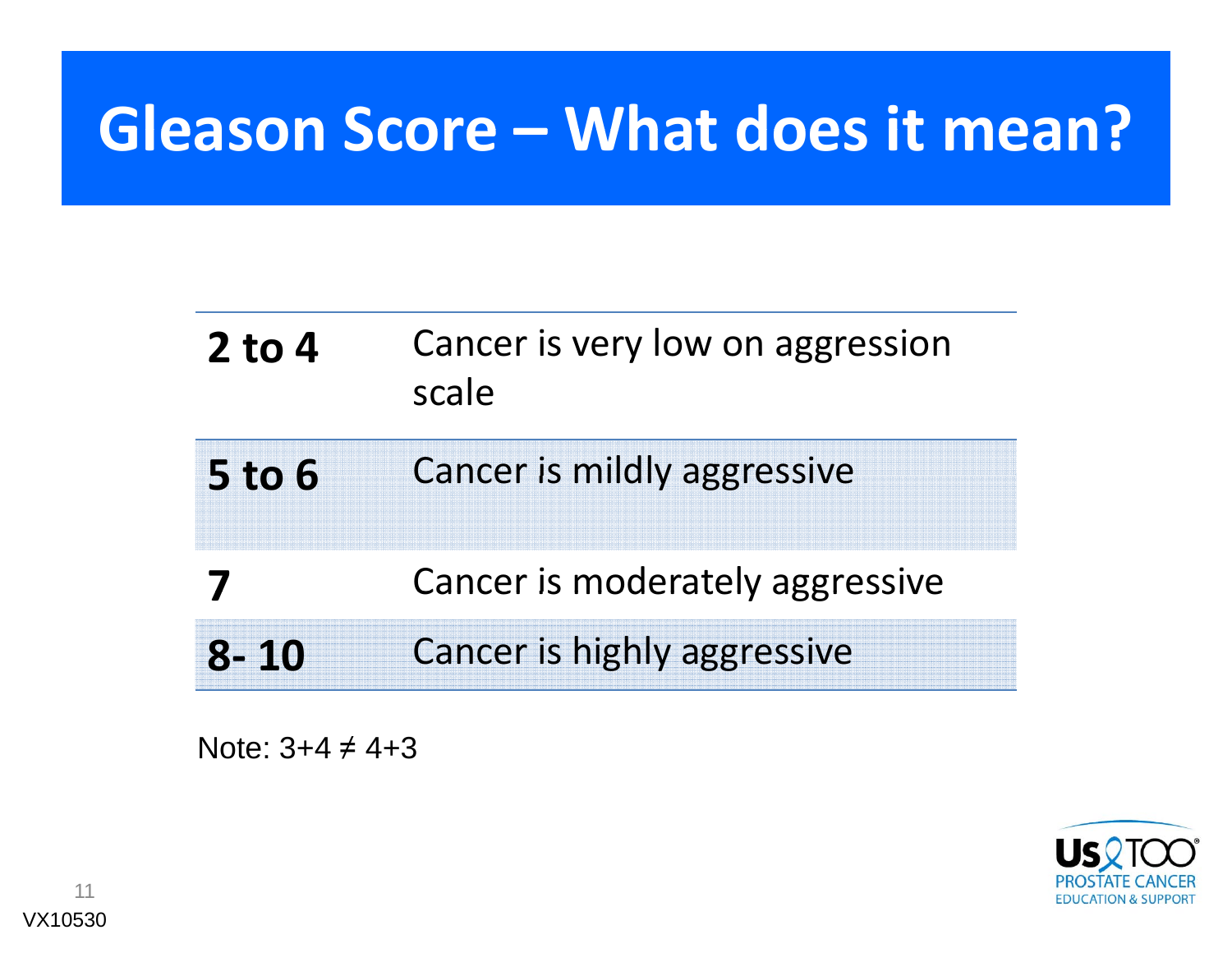# Gleason Score – What does it mean?

| Score | Meaning |
|---|---|
| **2 to 4** | Cancer is very low on aggression scale |
| **5 to 6** | Cancer is mildly aggressive |
| **7** | Cancer is moderately aggressive |
| **8- 10** | Cancer is highly aggressive |

Note: 3+4 ≠ 4+3

VX10530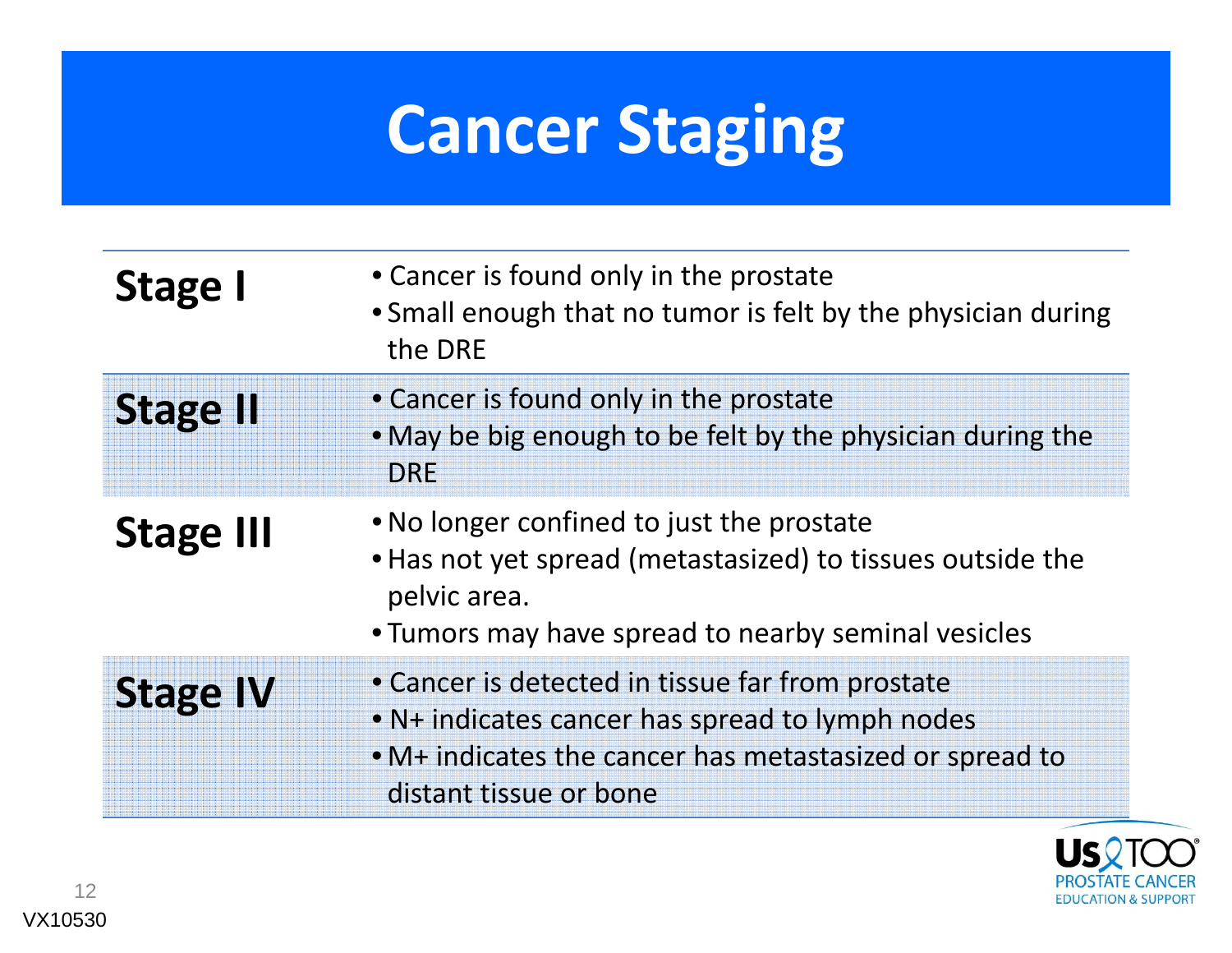# Cancer Staging

| | |
|---|---|
| **Stage I** | • Cancer is found only in the prostate<br>• Small enough that no tumor is felt by the physician during the DRE |
| **Stage II** | • Cancer is found only in the prostate<br>• May be big enough to be felt by the physician during the DRE |
| **Stage III** | • No longer confined to just the prostate<br>• Has not yet spread (metastasized) to tissues outside the pelvic area.<br>• Tumors may have spread to nearby seminal vesicles |
| **Stage IV** | • Cancer is detected in tissue far from prostate<br>• N+ indicates cancer has spread to lymph nodes<br>• M+ indicates the cancer has metastasized or spread to distant tissue or bone |

VX10530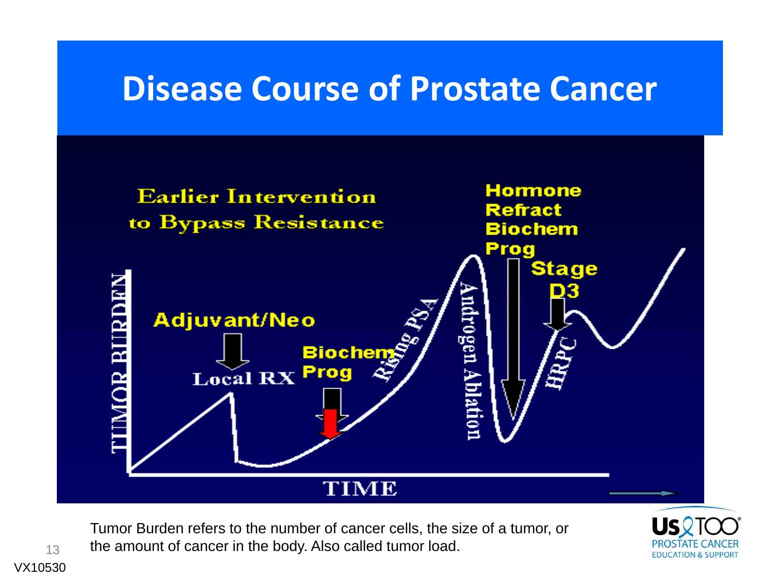# Disease Course of Prostate Cancer

Earlier Intervention to Bypass Resistance

Adjuvant/Neo

Local RX

Biochem Prog

Rising PSA

Androgen Ablation

Hormone Refract Biochem Prog

Stage D3

HRPC

TUMOR BURDEN

TIME

Tumor Burden refers to the number of cancer cells, the size of a tumor, or the amount of cancer in the body. Also called tumor load.

VX10530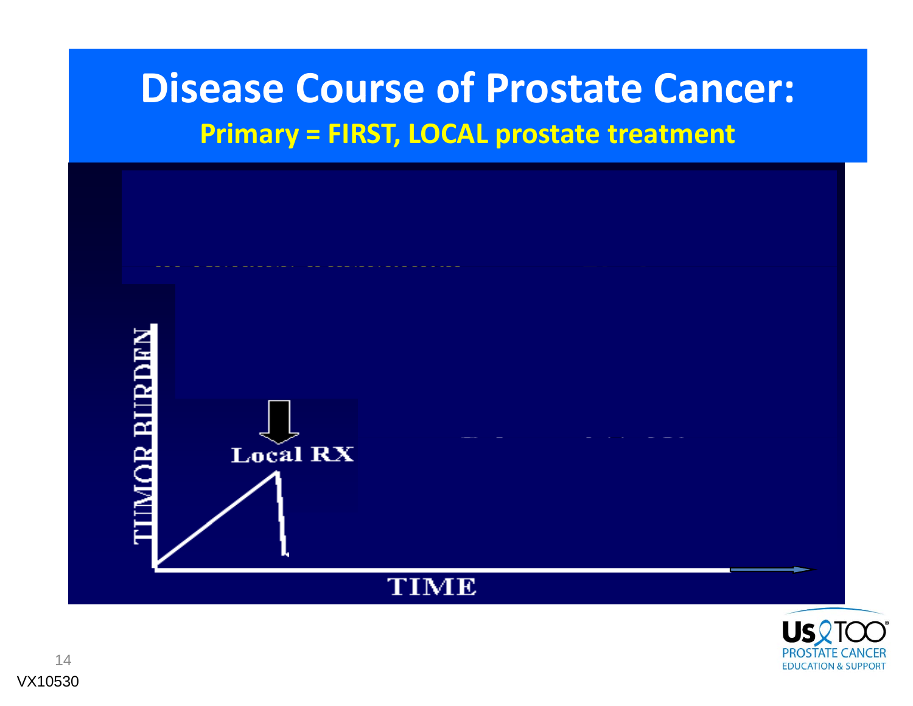# Disease Course of Prostate Cancer:

**Primary = FIRST, LOCAL prostate treatment**

Local RX

TUMOR BURDEN

TIME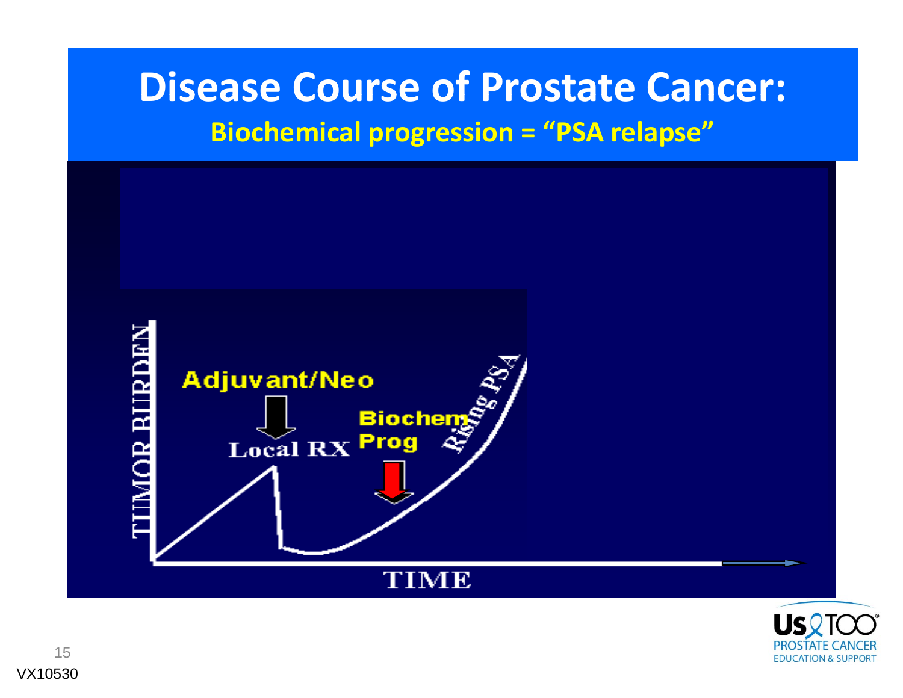# Disease Course of Prostate Cancer:

## Biochemical progression = "PSA relapse"

TUMOR BURDEN

Adjuvant/Neo

Local RX

Biochem Prog

Rising PSA

TIME

VX10530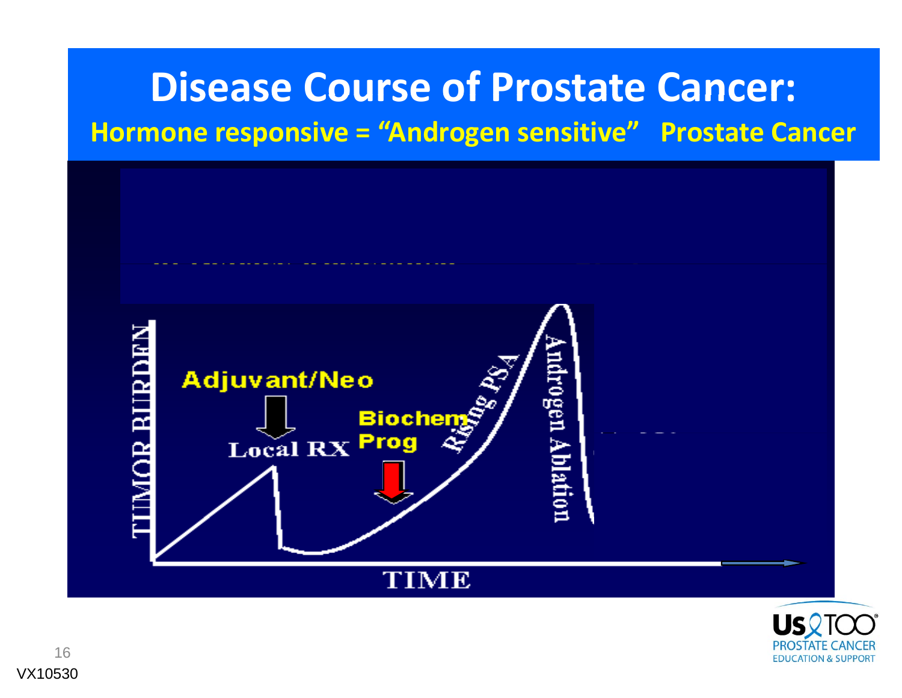# Disease Course of Prostate Cancer:

## Hormone responsive = "Androgen sensitive" Prostate Cancer

TUMOR BURDEN

Adjuvant/Neo

Local RX

Biochem Prog

Rising PSA

Androgen Ablation

TIME

VX10530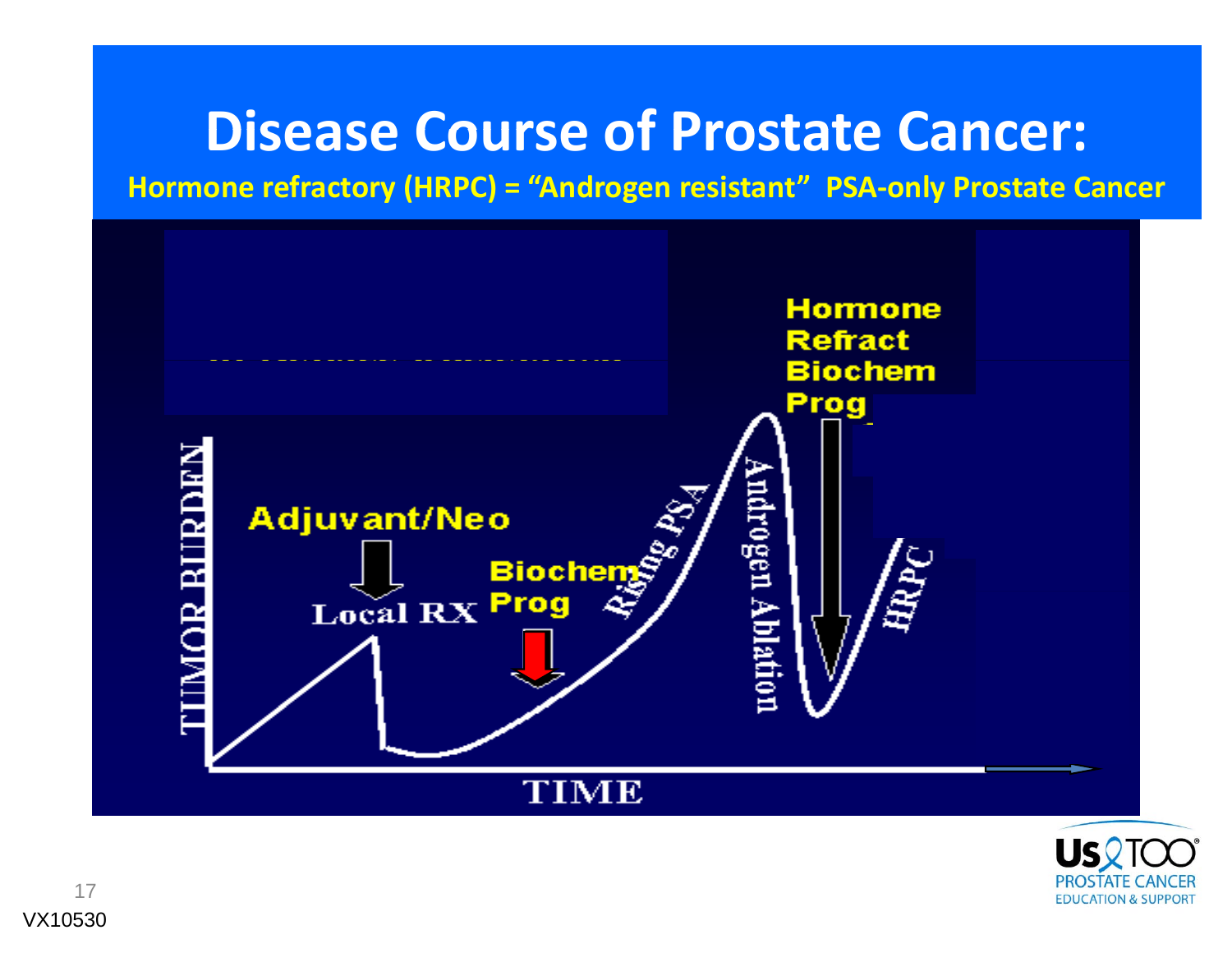# Disease Course of Prostate Cancer:

**Hormone refractory (HRPC) = "Androgen resistant" PSA-only Prostate Cancer**

TUMOR BURDEN

Adjuvant/Neo

Local RX

Biochem Prog

Rising PSA

Androgen Ablation

Hormone Refract Biochem Prog

HRPC

TIME

VX10530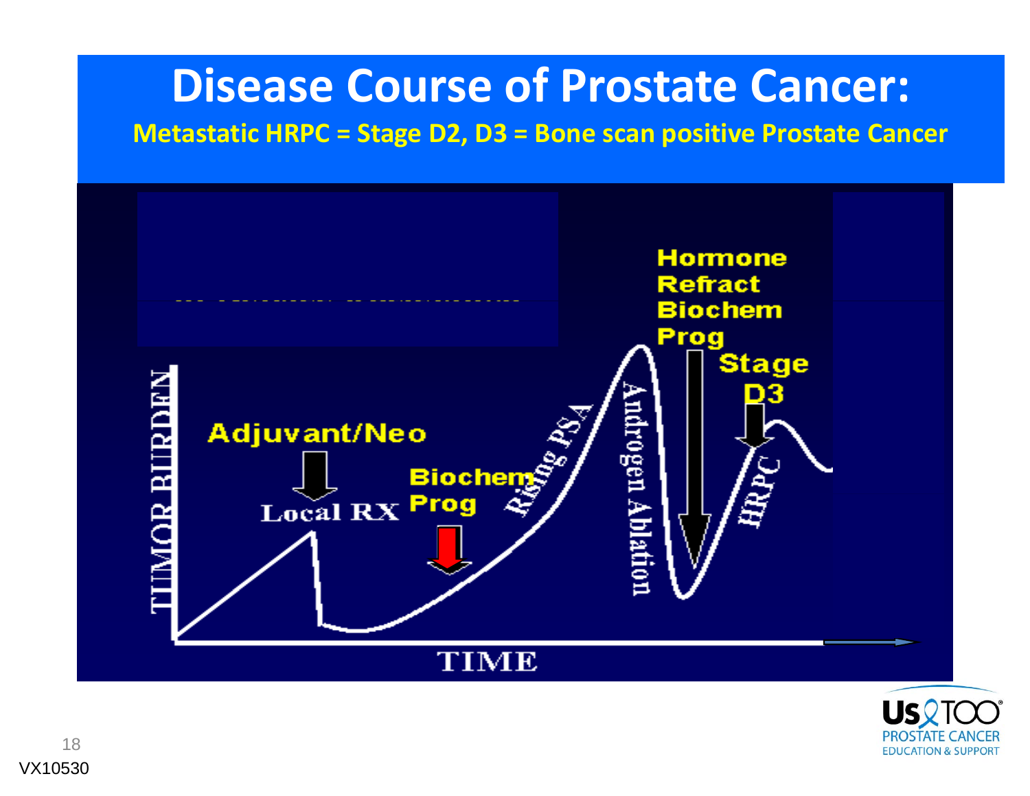# Disease Course of Prostate Cancer:

**Metastatic HRPC = Stage D2, D3 = Bone scan positive Prostate Cancer**

TUMOR BURDEN

Adjuvant/Neo

Local RX

Biochem Prog

Rising PSA

Androgen Ablation

Hormone Refract Biochem Prog

Stage D3

HRPC

TIME

VX10530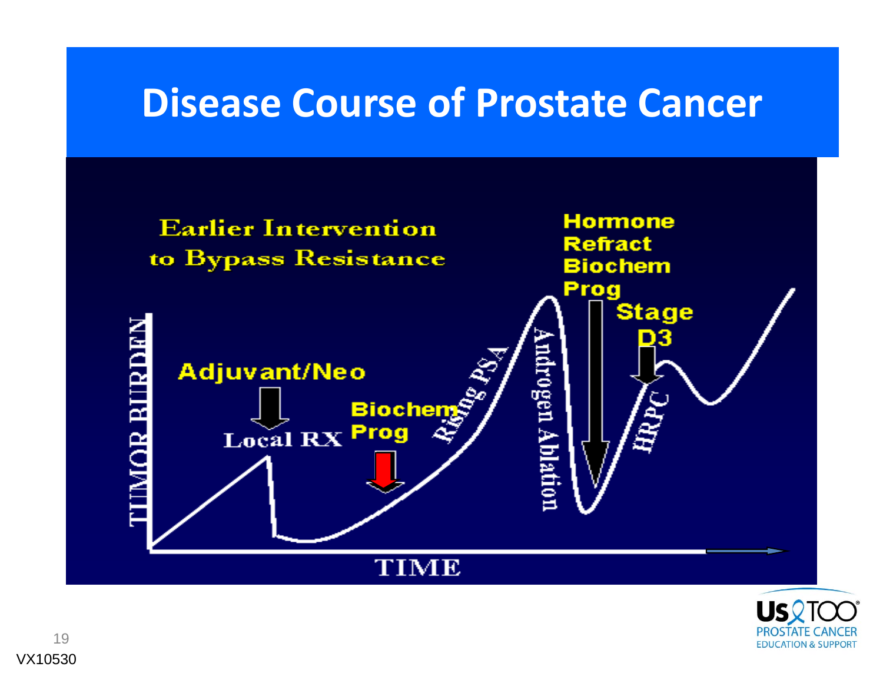# Disease Course of Prostate Cancer

Earlier Intervention to Bypass Resistance

Hormone Refract Biochem Prog

Stage D3

Adjuvant/Neo

Local RX

Biochem Prog

Rising PSA

Androgen Ablation

HRPC

TUMOR BURDEN

TIME

VX10530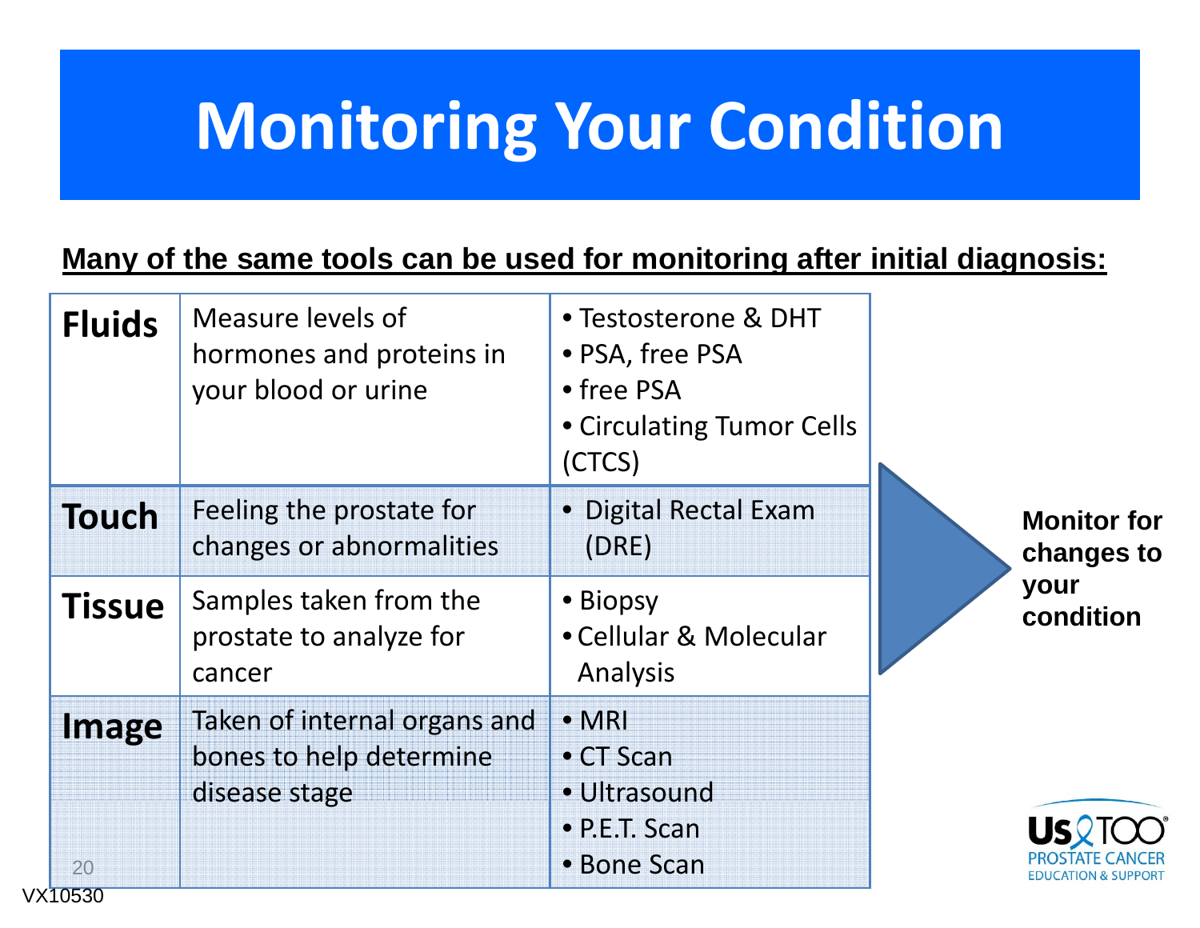# Monitoring Your Condition

**Many of the same tools can be used for monitoring after initial diagnosis:**

| | | |
|---|---|---|
| **Fluids** | Measure levels of hormones and proteins in your blood or urine | • Testosterone & DHT<br>• PSA, free PSA<br>• free PSA<br>• Circulating Tumor Cells (CTCS) |
| **Touch** | Feeling the prostate for changes or abnormalities | • Digital Rectal Exam (DRE) |
| **Tissue** | Samples taken from the prostate to analyze for cancer | • Biopsy<br>• Cellular & Molecular Analysis |
| **Image** | Taken of internal organs and bones to help determine disease stage | • MRI<br>• CT Scan<br>• Ultrasound<br>• P.E.T. Scan<br>• Bone Scan |

**Monitor for changes to your condition**

Us TOO® PROSTATE CANCER EDUCATION & SUPPORT

VX10530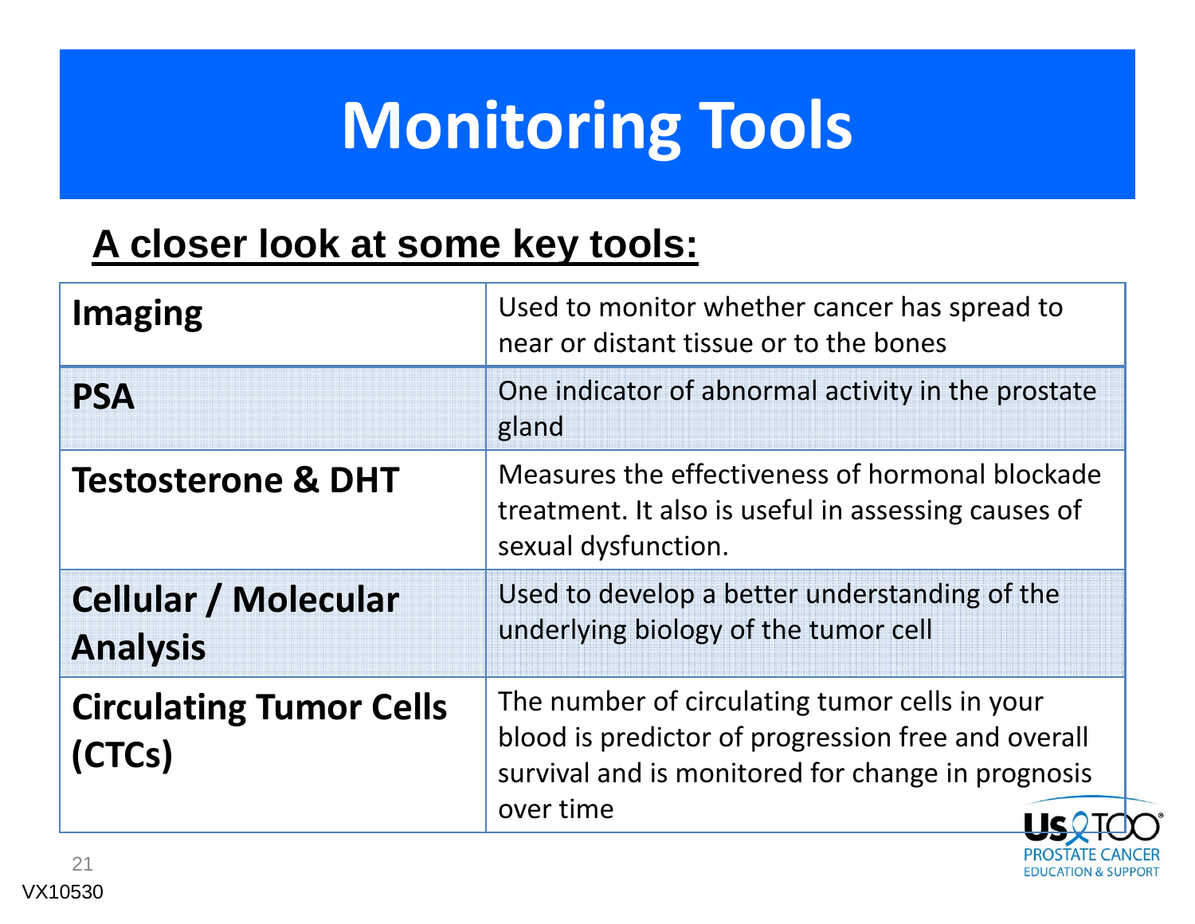# Monitoring Tools

## A closer look at some key tools:

| | |
|---|---|
| **Imaging** | Used to monitor whether cancer has spread to near or distant tissue or to the bones |
| **PSA** | One indicator of abnormal activity in the prostate gland |
| **Testosterone & DHT** | Measures the effectiveness of hormonal blockade treatment. It also is useful in assessing causes of sexual dysfunction. |
| **Cellular / Molecular Analysis** | Used to develop a better understanding of the underlying biology of the tumor cell |
| **Circulating Tumor Cells (CTCs)** | The number of circulating tumor cells in your blood is predictor of progression free and overall survival and is monitored for change in prognosis over time |

Us TOO® PROSTATE CANCER EDUCATION & SUPPORT

VX10530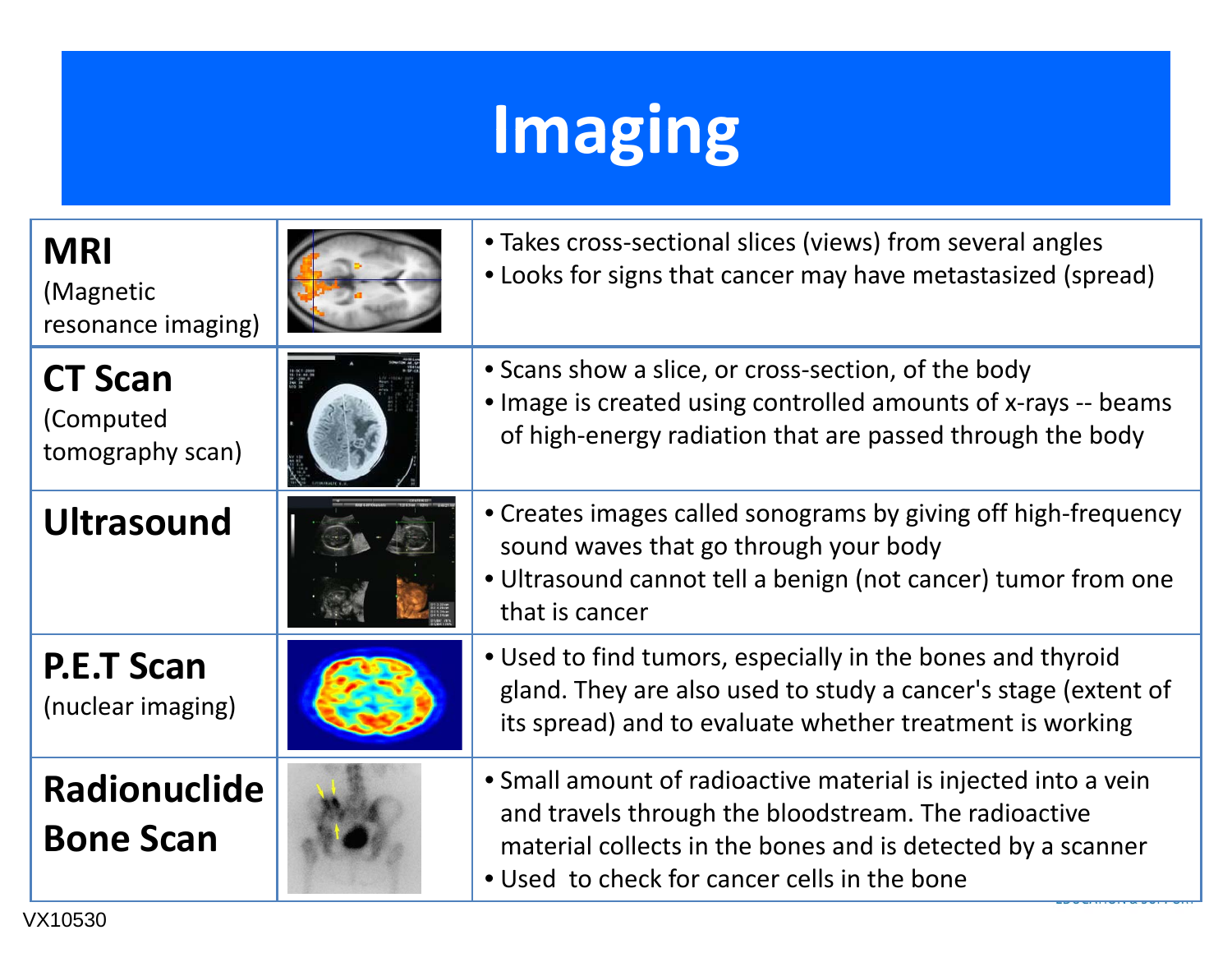# Imaging

| | | |
|---|---|---|
| **MRI** (Magnetic resonance imaging) | | • Takes cross-sectional slices (views) from several angles<br>• Looks for signs that cancer may have metastasized (spread) |
| **CT Scan** (Computed tomography scan) | | • Scans show a slice, or cross-section, of the body<br>• Image is created using controlled amounts of x-rays -- beams of high-energy radiation that are passed through the body |
| **Ultrasound** | | • Creates images called sonograms by giving off high-frequency sound waves that go through your body<br>• Ultrasound cannot tell a benign (not cancer) tumor from one that is cancer |
| **P.E.T Scan** (nuclear imaging) | | • Used to find tumors, especially in the bones and thyroid gland. They are also used to study a cancer's stage (extent of its spread) and to evaluate whether treatment is working |
| **Radionuclide Bone Scan** | | • Small amount of radioactive material is injected into a vein and travels through the bloodstream. The radioactive material collects in the bones and is detected by a scanner<br>• Used to check for cancer cells in the bone |

VX10530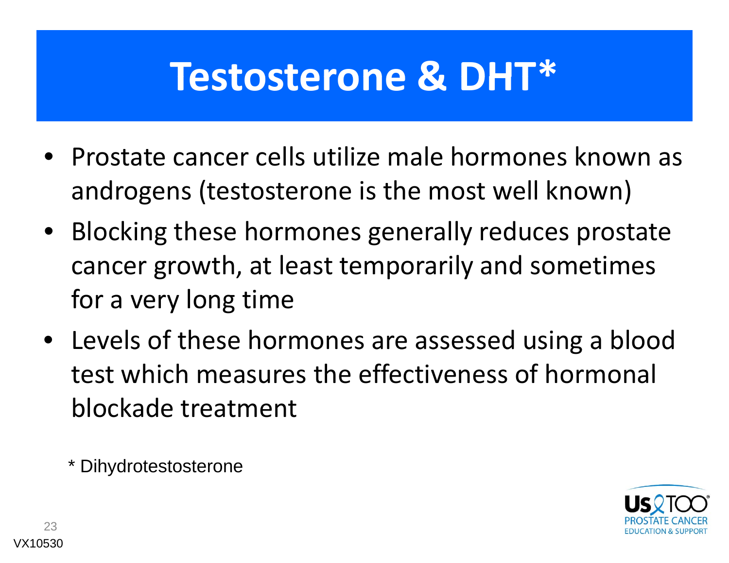# Testosterone & DHT*

- Prostate cancer cells utilize male hormones known as androgens (testosterone is the most well known)
- Blocking these hormones generally reduces prostate cancer growth, at least temporarily and sometimes for a very long time
- Levels of these hormones are assessed using a blood test which measures the effectiveness of hormonal blockade treatment

\* Dihydrotestosterone

VX10530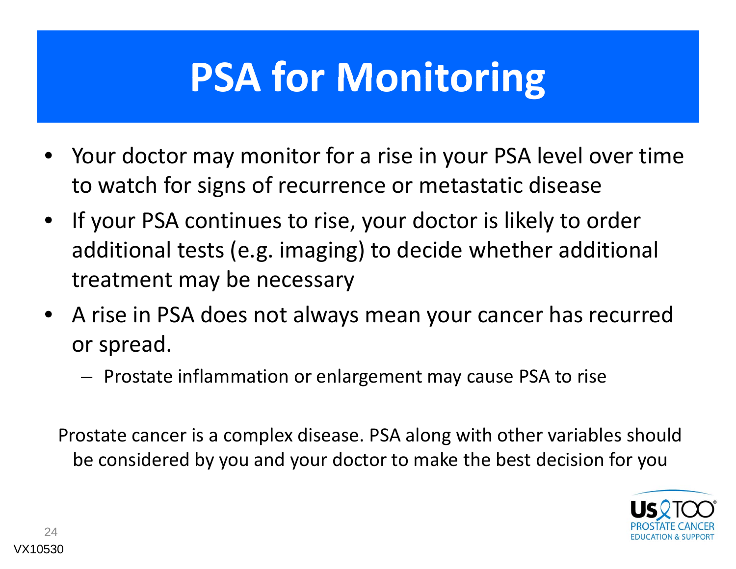# PSA for Monitoring

- Your doctor may monitor for a rise in your PSA level over time to watch for signs of recurrence or metastatic disease
- If your PSA continues to rise, your doctor is likely to order additional tests (e.g. imaging) to decide whether additional treatment may be necessary
- A rise in PSA does not always mean your cancer has recurred or spread.
  - Prostate inflammation or enlargement may cause PSA to rise

Prostate cancer is a complex disease. PSA along with other variables should be considered by you and your doctor to make the best decision for you

VX10530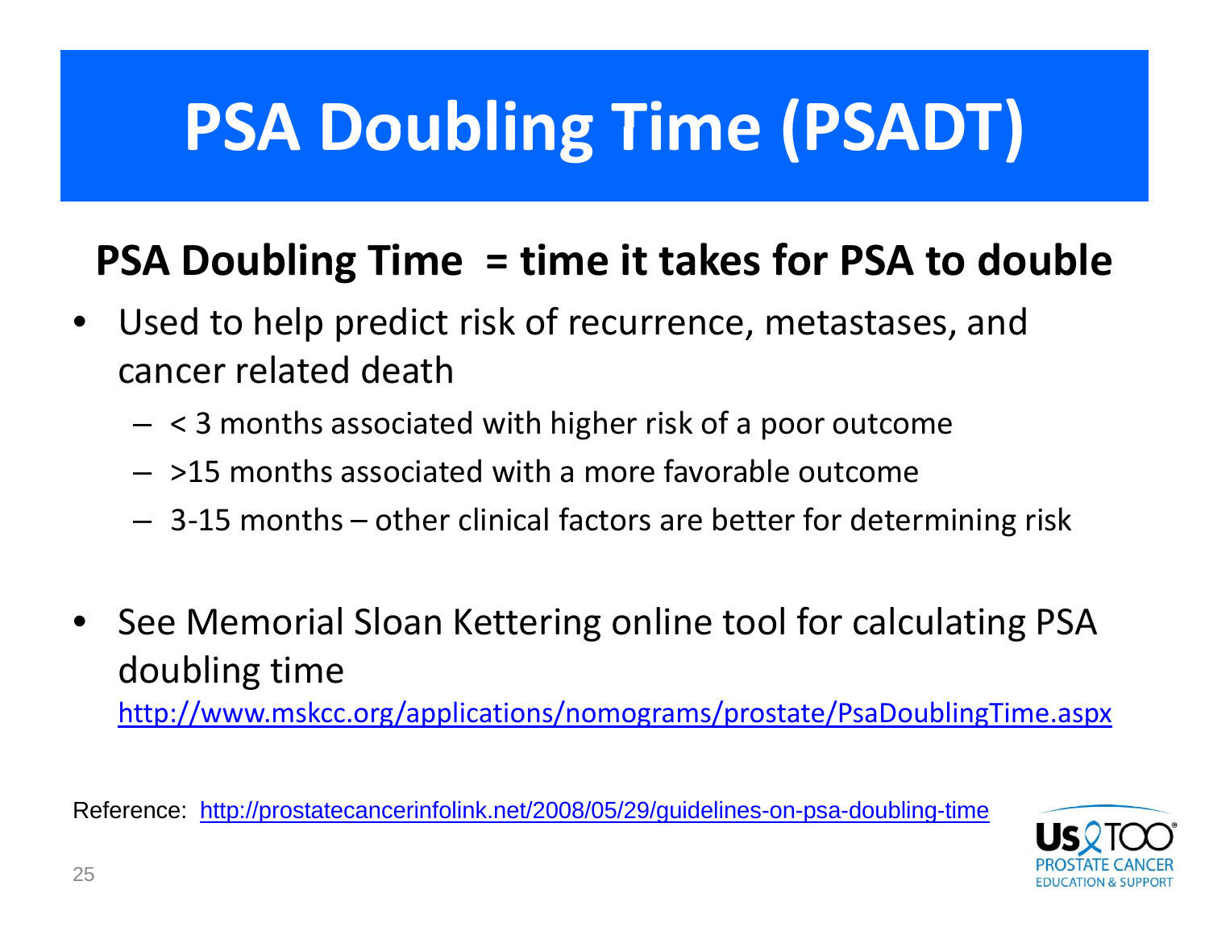# PSA Doubling Time (PSADT)

**PSA Doubling Time = time it takes for PSA to double**

- Used to help predict risk of recurrence, metastases, and cancer related death
  - < 3 months associated with higher risk of a poor outcome
  - >15 months associated with a more favorable outcome
  - 3-15 months – other clinical factors are better for determining risk
- See Memorial Sloan Kettering online tool for calculating PSA doubling time
  http://www.mskcc.org/applications/nomograms/prostate/PsaDoublingTime.aspx

Reference: http://prostatecancerinfolink.net/2008/05/29/guidelines-on-psa-doubling-time

Us TOO® PROSTATE CANCER EDUCATION & SUPPORT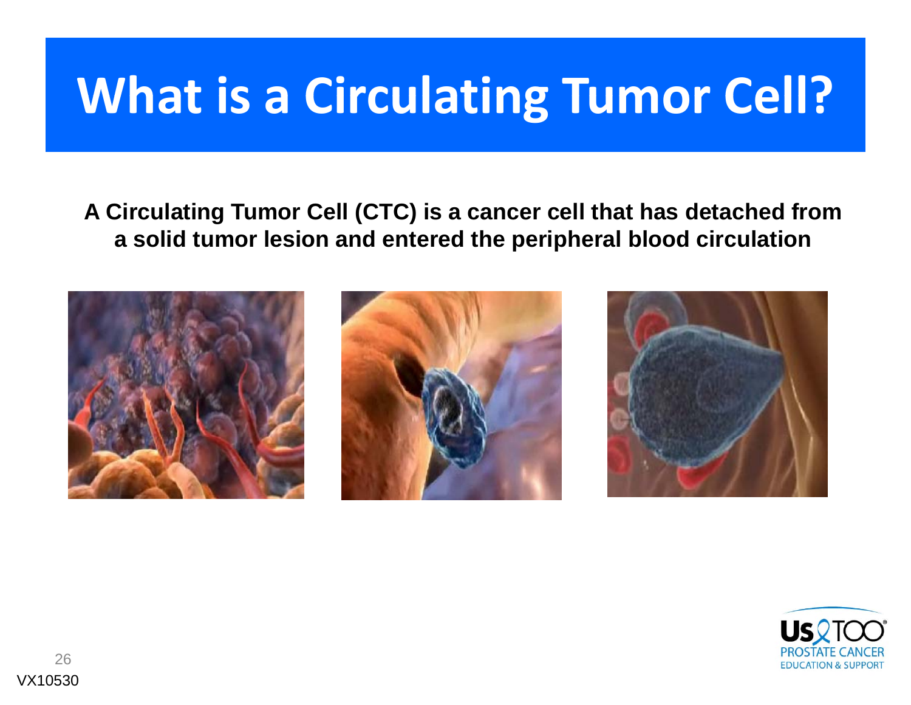# What is a Circulating Tumor Cell?

**A Circulating Tumor Cell (CTC) is a cancer cell that has detached from a solid tumor lesion and entered the peripheral blood circulation**

VX10530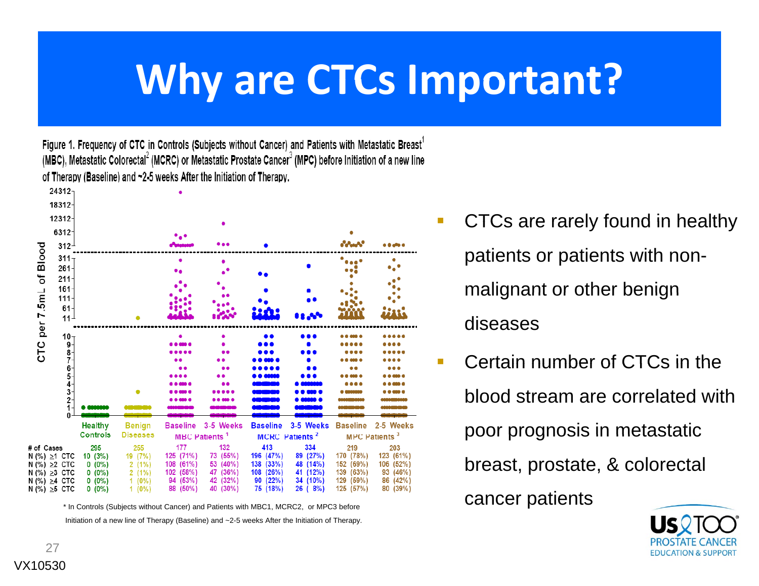# Why are CTCs Important?

Figure 1. Frequency of CTC in Controls (Subjects without Cancer) and Patients with Metastatic Breast[1] (MBC), Metastatic Colorectal[2] (MCRC) or Metastatic Prostate Cancer[3] (MPC) before Initiation of a new line of Therapy (Baseline) and ~2-5 weeks After the Initiation of Therapy.

| | Healthy Controls | Benign Diseases | MBC Patients[1] Baseline | MBC Patients[1] 3-5 Weeks | MCRC Patients[2] Baseline | MCRC Patients[2] 3-5 Weeks | MPC Patients[3] Baseline | MPC Patients[3] 2-5 Weeks |
|---|---|---|---|---|---|---|---|---|
| # of Cases | 295 | 255 | 177 | 132 | 413 | 334 | 219 | 203 |
| N (%) ≥1 CTC | 10 (3%) | 19 (7%) | 125 (71%) | 73 (55%) | 196 (47%) | 89 (27%) | 170 (78%) | 123 (61%) |
| N (%) ≥2 CTC | 0 (0%) | 2 (1%) | 108 (61%) | 53 (40%) | 138 (33%) | 48 (14%) | 152 (69%) | 106 (52%) |
| N (%) ≥3 CTC | 0 (0%) | 2 (1%) | 102 (58%) | 47 (36%) | 108 (26%) | 41 (12%) | 139 (63%) | 93 (46%) |
| N (%) ≥4 CTC | 0 (0%) | 1 (0%) | 94 (53%) | 42 (32%) | 90 (22%) | 34 (10%) | 129 (59%) | 86 (42%) |
| N (%) ≥5 CTC | 0 (0%) | 1 (0%) | 88 (50%) | 40 (30%) | 75 (18%) | 26 ( 8%) | 125 (57%) | 80 (39%) |

\* In Controls (Subjects without Cancer) and Patients with MBC1, MCRC2, or MPC3 before Initiation of a new line of Therapy (Baseline) and ~2-5 weeks After the Initiation of Therapy.

- CTCs are rarely found in healthy patients or patients with non-malignant or other benign diseases
- Certain number of CTCs in the blood stream are correlated with poor prognosis in metastatic breast, prostate, & colorectal cancer patients

VX10530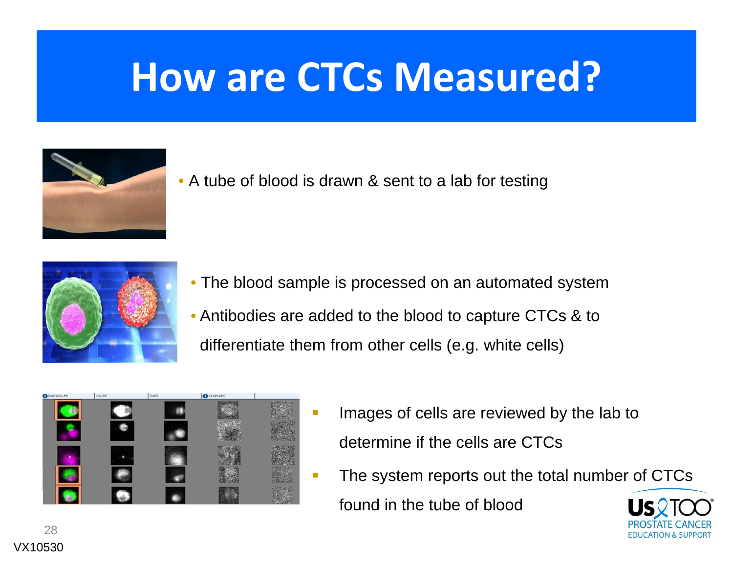# How are CTCs Measured?

- A tube of blood is drawn & sent to a lab for testing

- The blood sample is processed on an automated system
- Antibodies are added to the blood to capture CTCs & to differentiate them from other cells (e.g. white cells)

- Images of cells are reviewed by the lab to determine if the cells are CTCs
- The system reports out the total number of CTCs found in the tube of blood

VX10530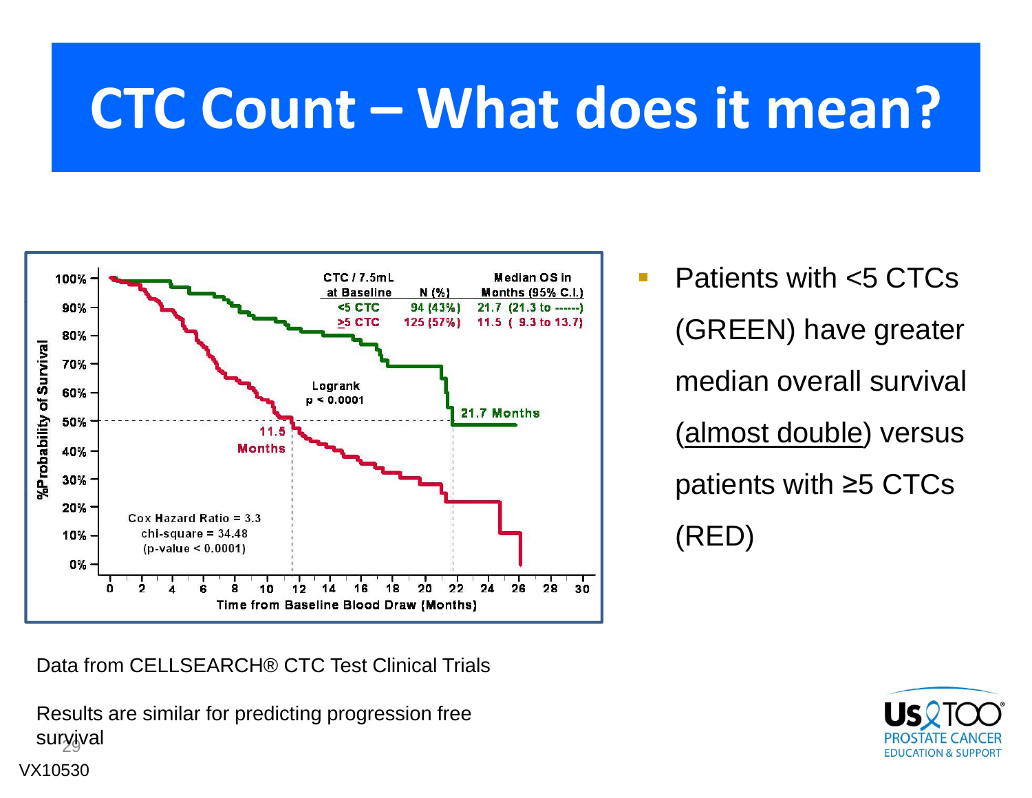# CTC Count – What does it mean?

| CTC / 7.5mL at Baseline | N (%) | Median OS in Months (95% C.I.) |
|---|---|---|
| <5 CTC | 94 (43%) | 21.7 (21.3 to ------) |
| ≥5 CTC | 125 (57%) | 11.5 ( 9.3 to 13.7) |

Logrank $p < 0.0001$

21.7 Months

11.5 Months

Cox Hazard Ratio = 3.3
chi-square = 34.48
(p-value < 0.0001)

%Probability of Survival

Time from Baseline Blood Draw (Months)

- Patients with <5 CTCs (GREEN) have greater median overall survival (almost double) versus patients with ≥5 CTCs (RED)

Data from CELLSEARCH® CTC Test Clinical Trials

Results are similar for predicting progression free survival

VX10530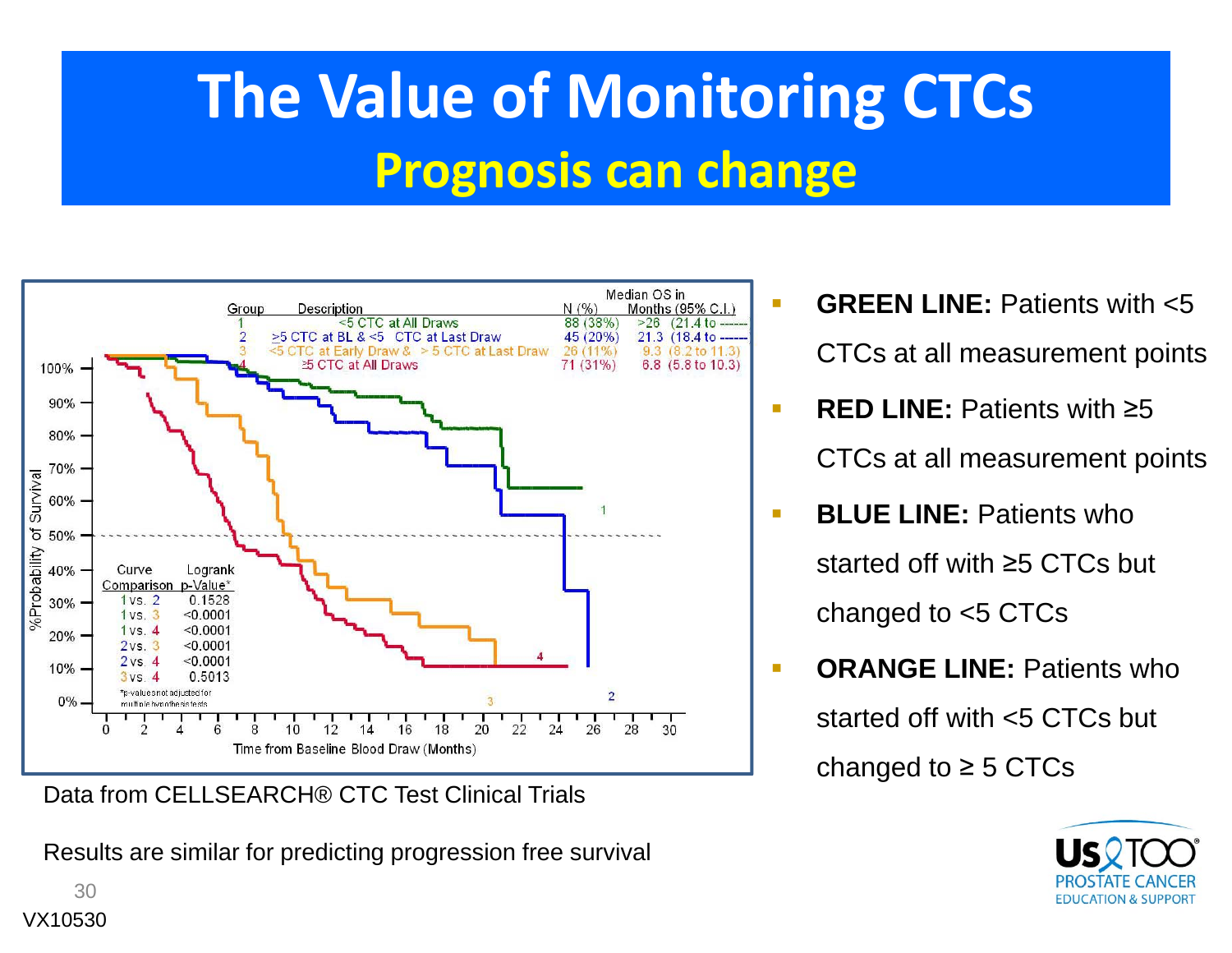# The Value of Monitoring CTCs

## Prognosis can change

| Group | Description | N (%) | Median OS in Months (95% C.I.) |
|---|---|---|---|
| 1 | <5 CTC at All Draws | 88 (38%) | >26 (21.4 to ------ |
| 2 | ≥5 CTC at BL & <5 CTC at Last Draw | 45 (20%) | 21.3 (18.4 to ------ |
| 3 | <5 CTC at Early Draw & > 5 CTC at Last Draw | 26 (11%) | 9.3 (8.2 to 11.3) |
| 4 | ≥5 CTC at All Draws | 71 (31%) | 6.8 (5.8 to 10.3) |

| Curve Comparison | Logrank p-Value* |
|---|---|
| 1 vs. 2 | 0.1528 |
| 1 vs. 3 | <0.0001 |
| 1 vs. 4 | <0.0001 |
| 2 vs. 3 | <0.0001 |
| 2 vs. 4 | <0.0001 |
| 3 vs. 4 | 0.5013 |

*p-values not adjusted for multiple hypothesis tests

%Probability of Survival vs. Time from Baseline Blood Draw (Months)

Data from CELLSEARCH® CTC Test Clinical Trials

Results are similar for predicting progression free survival

- **GREEN LINE:** Patients with <5 CTCs at all measurement points
- **RED LINE:** Patients with ≥5 CTCs at all measurement points
- **BLUE LINE:** Patients who started off with ≥5 CTCs but changed to <5 CTCs
- **ORANGE LINE:** Patients who started off with <5 CTCs but changed to ≥ 5 CTCs

VX10530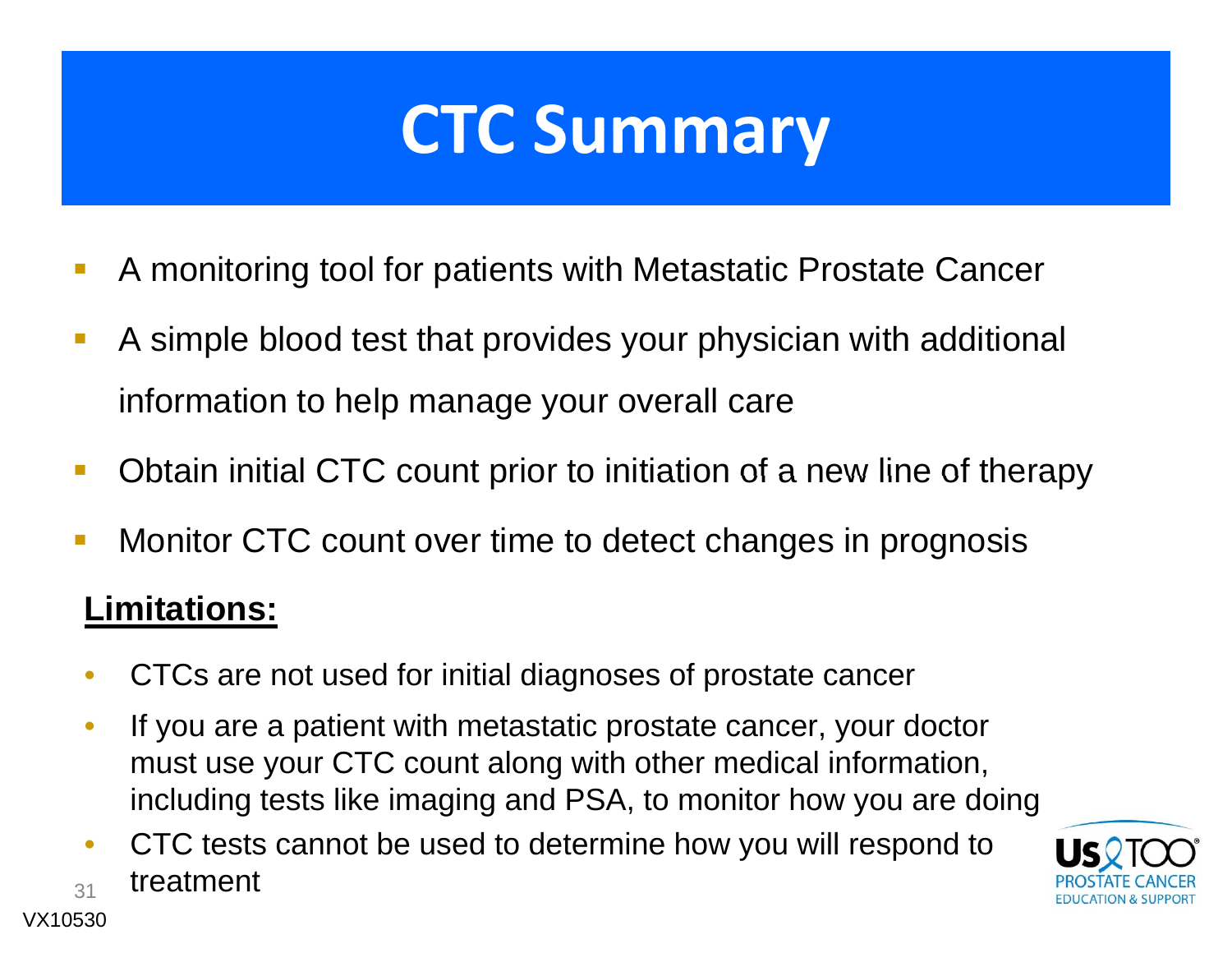# CTC Summary

- A monitoring tool for patients with Metastatic Prostate Cancer
- A simple blood test that provides your physician with additional information to help manage your overall care
- Obtain initial CTC count prior to initiation of a new line of therapy
- Monitor CTC count over time to detect changes in prognosis

**Limitations:**

- CTCs are not used for initial diagnoses of prostate cancer
- If you are a patient with metastatic prostate cancer, your doctor must use your CTC count along with other medical information, including tests like imaging and PSA, to monitor how you are doing
- CTC tests cannot be used to determine how you will respond to treatment

VX10530

US TOO PROSTATE CANCER EDUCATION & SUPPORT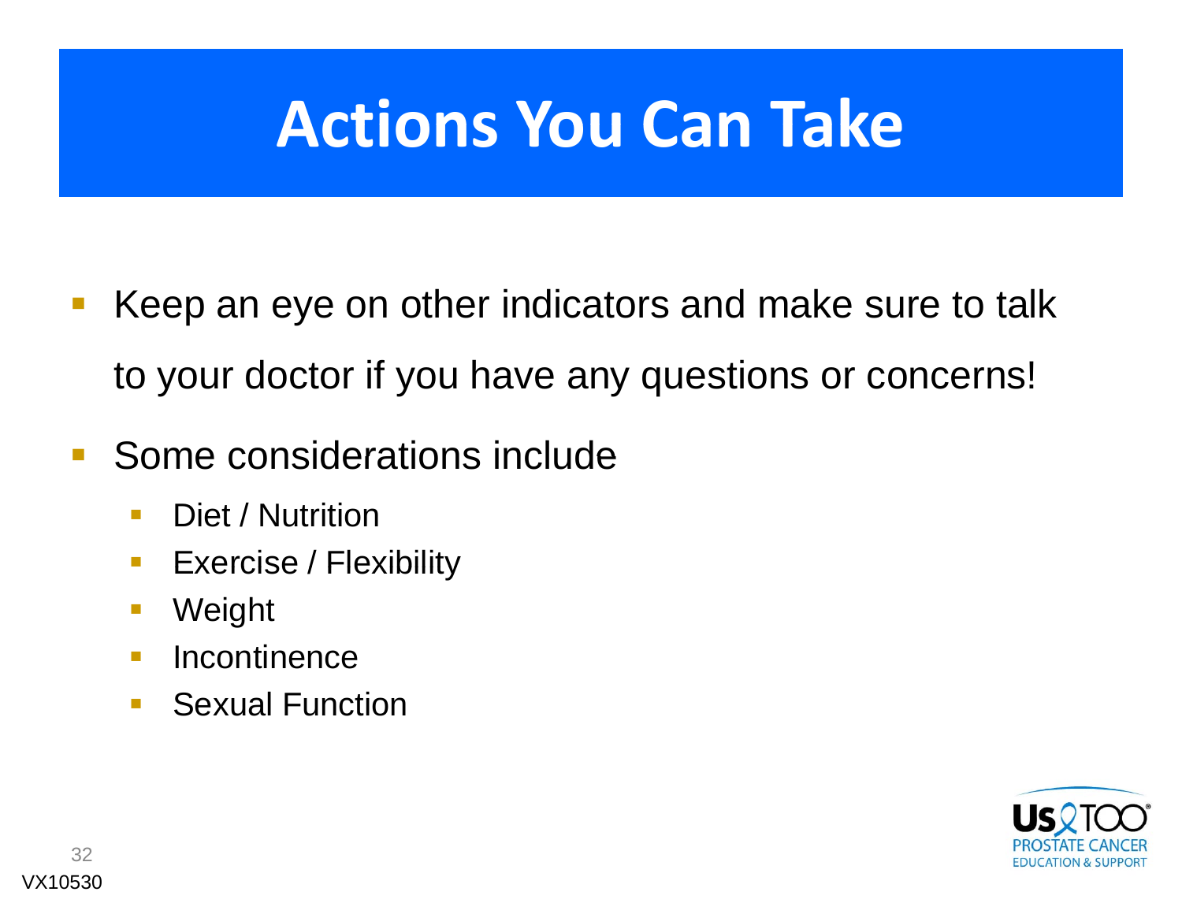# Actions You Can Take

- Keep an eye on other indicators and make sure to talk to your doctor if you have any questions or concerns!
- Some considerations include
  - Diet / Nutrition
  - Exercise / Flexibility
  - Weight
  - Incontinence
  - Sexual Function

VX10530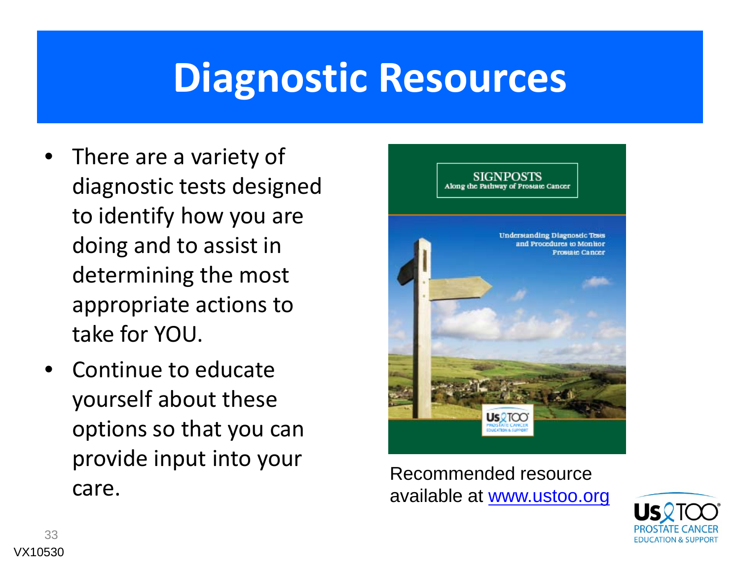# Diagnostic Resources

- There are a variety of diagnostic tests designed to identify how you are doing and to assist in determining the most appropriate actions to take for YOU.
- Continue to educate yourself about these options so that you can provide input into your care.

SIGNPOSTS
Along the Pathway of Prostate Cancer

Understanding Diagnostic Tests and Procedures to Monitor Prostate Cancer

Recommended resource available at www.ustoo.org

VX10530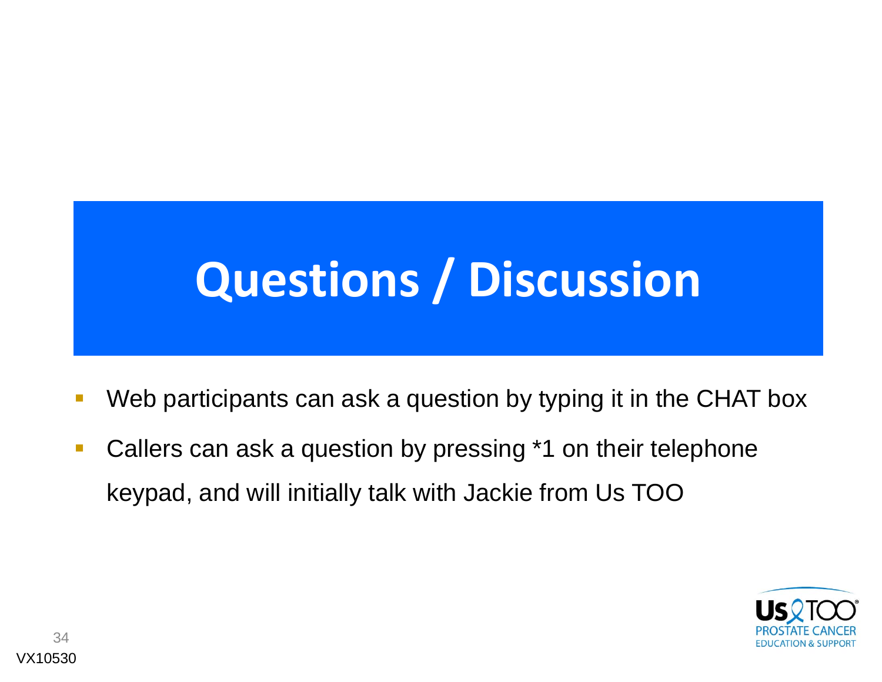# Questions / Discussion

- Web participants can ask a question by typing it in the CHAT box
- Callers can ask a question by pressing *1 on their telephone keypad, and will initially talk with Jackie from Us TOO

VX10530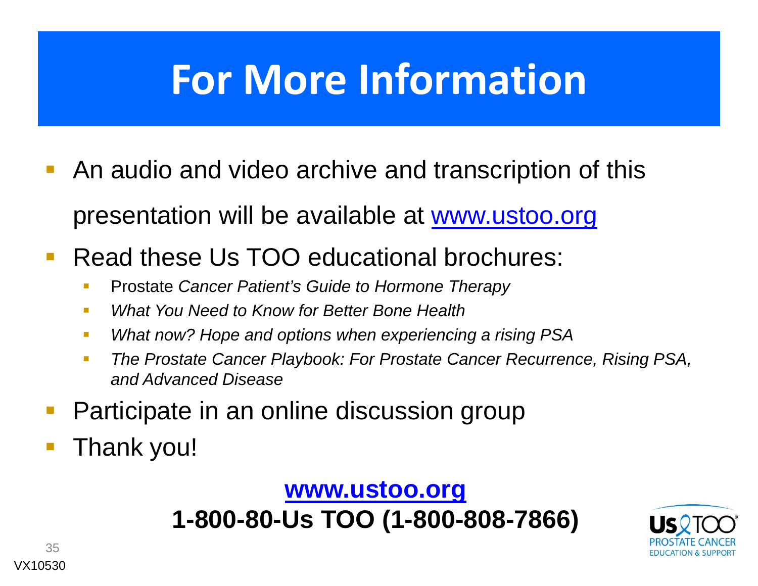# For More Information

- An audio and video archive and transcription of this presentation will be available at www.ustoo.org
- Read these Us TOO educational brochures:
  - Prostate *Cancer Patient's Guide to Hormone Therapy*
  - *What You Need to Know for Better Bone Health*
  - *What now? Hope and options when experiencing a rising PSA*
  - *The Prostate Cancer Playbook: For Prostate Cancer Recurrence, Rising PSA, and Advanced Disease*
- Participate in an online discussion group
- Thank you!

**www.ustoo.org**

**1-800-80-Us TOO (1-800-808-7866)**

Us TOO® PROSTATE CANCER EDUCATION & SUPPORT

VX10530